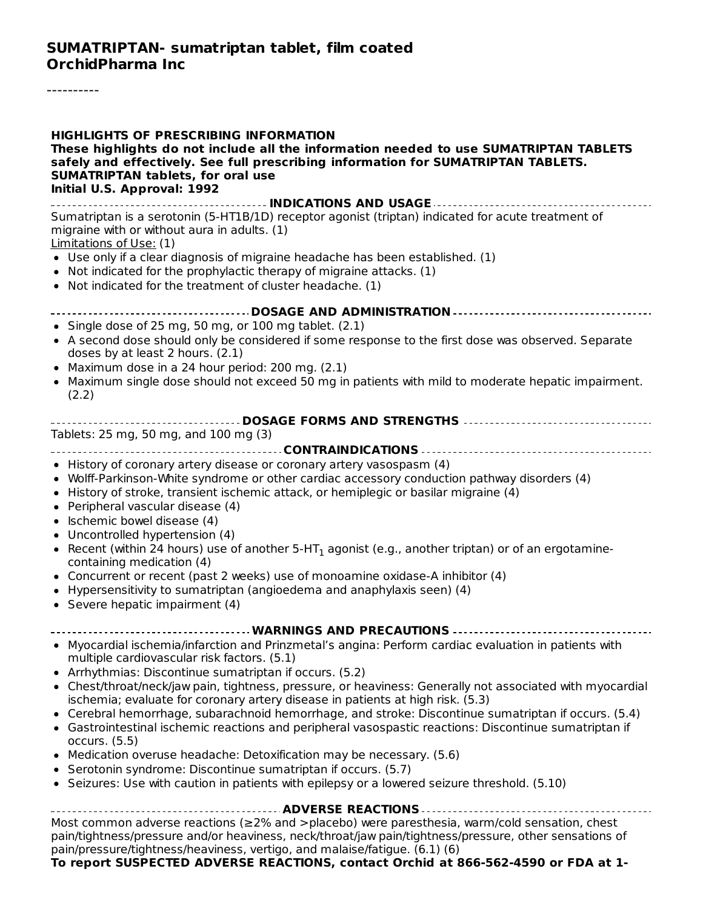# SUMATRIPTAN- sumatriptan tablet, film coated
## OrchidPharma Inc

----------

**HIGHLIGHTS OF PRESCRIBING INFORMATION**
**These highlights do not include all the information needed to use SUMATRIPTAN TABLETS safely and effectively. See full prescribing information for SUMATRIPTAN TABLETS.**
**SUMATRIPTAN tablets, for oral use**
**Initial U.S. Approval: 1992**

### INDICATIONS AND USAGE

Sumatriptan is a serotonin (5-HT1B/1D) receptor agonist (triptan) indicated for acute treatment of migraine with or without aura in adults. (1)

Limitations of Use: (1)

- Use only if a clear diagnosis of migraine headache has been established. (1)
- Not indicated for the prophylactic therapy of migraine attacks. (1)
- Not indicated for the treatment of cluster headache. (1)

### DOSAGE AND ADMINISTRATION

- Single dose of 25 mg, 50 mg, or 100 mg tablet. (2.1)
- A second dose should only be considered if some response to the first dose was observed. Separate doses by at least 2 hours. (2.1)
- Maximum dose in a 24 hour period: 200 mg. (2.1)
- Maximum single dose should not exceed 50 mg in patients with mild to moderate hepatic impairment. (2.2)

### DOSAGE FORMS AND STRENGTHS

Tablets: 25 mg, 50 mg, and 100 mg (3)

### CONTRAINDICATIONS

- History of coronary artery disease or coronary artery vasospasm (4)
- Wolff-Parkinson-White syndrome or other cardiac accessory conduction pathway disorders (4)
- History of stroke, transient ischemic attack, or hemiplegic or basilar migraine (4)
- Peripheral vascular disease (4)
- Ischemic bowel disease (4)
- Uncontrolled hypertension (4)
- Recent (within 24 hours) use of another $5\text{-}HT_1$ agonist (e.g., another triptan) or of an ergotamine-containing medication (4)
- Concurrent or recent (past 2 weeks) use of monoamine oxidase-A inhibitor (4)
- Hypersensitivity to sumatriptan (angioedema and anaphylaxis seen) (4)
- Severe hepatic impairment (4)

### WARNINGS AND PRECAUTIONS

- Myocardial ischemia/infarction and Prinzmetal's angina: Perform cardiac evaluation in patients with multiple cardiovascular risk factors. (5.1)
- Arrhythmias: Discontinue sumatriptan if occurs. (5.2)
- Chest/throat/neck/jaw pain, tightness, pressure, or heaviness: Generally not associated with myocardial ischemia; evaluate for coronary artery disease in patients at high risk. (5.3)
- Cerebral hemorrhage, subarachnoid hemorrhage, and stroke: Discontinue sumatriptan if occurs. (5.4)
- Gastrointestinal ischemic reactions and peripheral vasospastic reactions: Discontinue sumatriptan if occurs. (5.5)
- Medication overuse headache: Detoxification may be necessary. (5.6)
- Serotonin syndrome: Discontinue sumatriptan if occurs. (5.7)
- Seizures: Use with caution in patients with epilepsy or a lowered seizure threshold. (5.10)

### ADVERSE REACTIONS

Most common adverse reactions (≥2% and >placebo) were paresthesia, warm/cold sensation, chest pain/tightness/pressure and/or heaviness, neck/throat/jaw pain/tightness/pressure, other sensations of pain/pressure/tightness/heaviness, vertigo, and malaise/fatigue. (6.1) (6)

**To report SUSPECTED ADVERSE REACTIONS, contact Orchid at 866-562-4590 or FDA at 1-**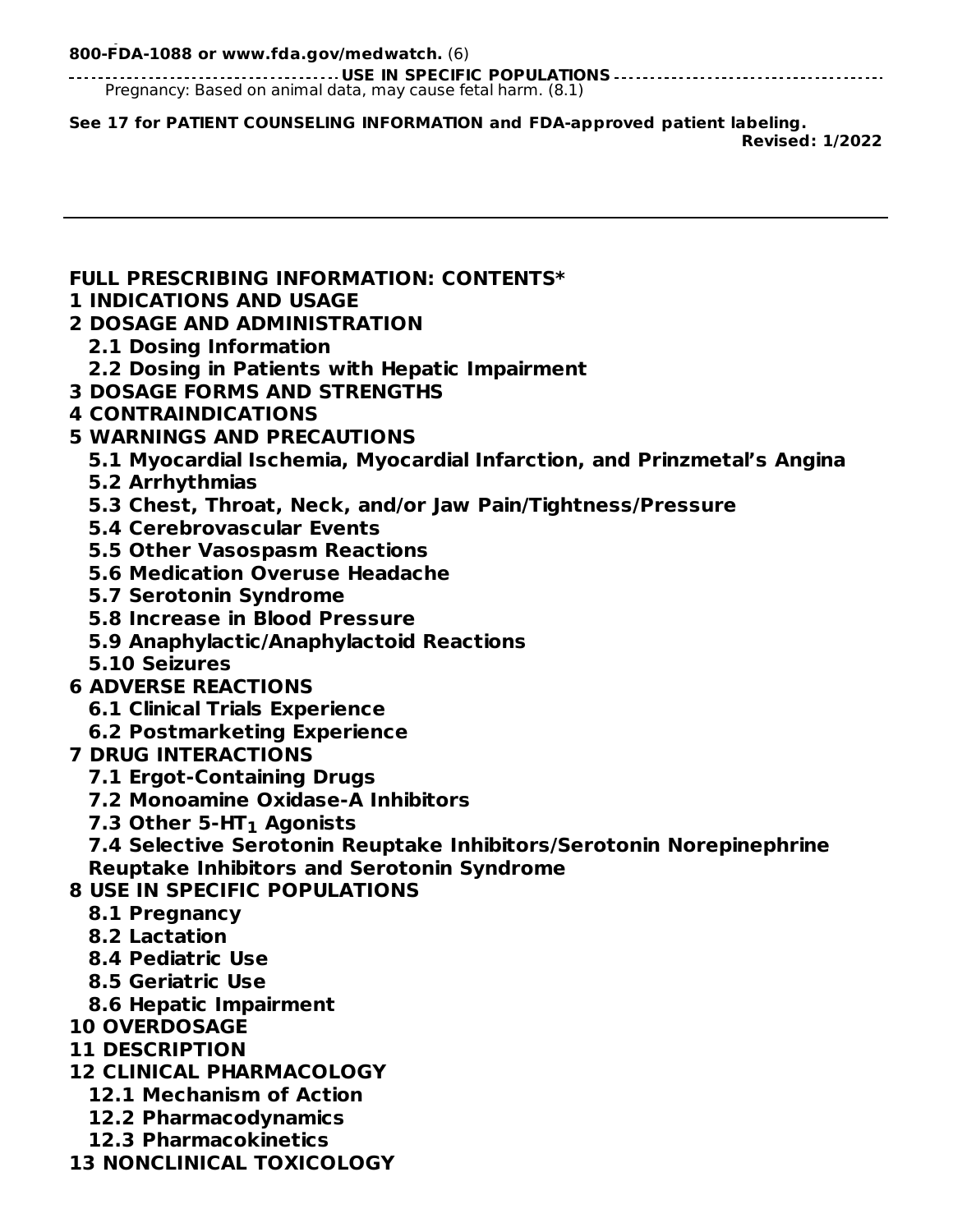**800-FDA-1088 or www.fda.gov/medwatch.** (6)

**USE IN SPECIFIC POPULATIONS**

Pregnancy: Based on animal data, may cause fetal harm. (8.1)

**See 17 for PATIENT COUNSELING INFORMATION and FDA-approved patient labeling.**

**Revised: 1/2022**

---

**FULL PRESCRIBING INFORMATION: CONTENTS***

**1 INDICATIONS AND USAGE**

**2 DOSAGE AND ADMINISTRATION**
- **2.1 Dosing Information**
- **2.2 Dosing in Patients with Hepatic Impairment**

**3 DOSAGE FORMS AND STRENGTHS**

**4 CONTRAINDICATIONS**

**5 WARNINGS AND PRECAUTIONS**
- **5.1 Myocardial Ischemia, Myocardial Infarction, and Prinzmetal's Angina**
- **5.2 Arrhythmias**
- **5.3 Chest, Throat, Neck, and/or Jaw Pain/Tightness/Pressure**
- **5.4 Cerebrovascular Events**
- **5.5 Other Vasospasm Reactions**
- **5.6 Medication Overuse Headache**
- **5.7 Serotonin Syndrome**
- **5.8 Increase in Blood Pressure**
- **5.9 Anaphylactic/Anaphylactoid Reactions**
- **5.10 Seizures**

**6 ADVERSE REACTIONS**
- **6.1 Clinical Trials Experience**
- **6.2 Postmarketing Experience**

**7 DRUG INTERACTIONS**
- **7.1 Ergot-Containing Drugs**
- **7.2 Monoamine Oxidase-A Inhibitors**
- **7.3 Other 5-$HT_1$ Agonists**
- **7.4 Selective Serotonin Reuptake Inhibitors/Serotonin Norepinephrine Reuptake Inhibitors and Serotonin Syndrome**

**8 USE IN SPECIFIC POPULATIONS**
- **8.1 Pregnancy**
- **8.2 Lactation**
- **8.4 Pediatric Use**
- **8.5 Geriatric Use**
- **8.6 Hepatic Impairment**

**10 OVERDOSAGE**

**11 DESCRIPTION**

**12 CLINICAL PHARMACOLOGY**
- **12.1 Mechanism of Action**
- **12.2 Pharmacodynamics**
- **12.3 Pharmacokinetics**

**13 NONCLINICAL TOXICOLOGY**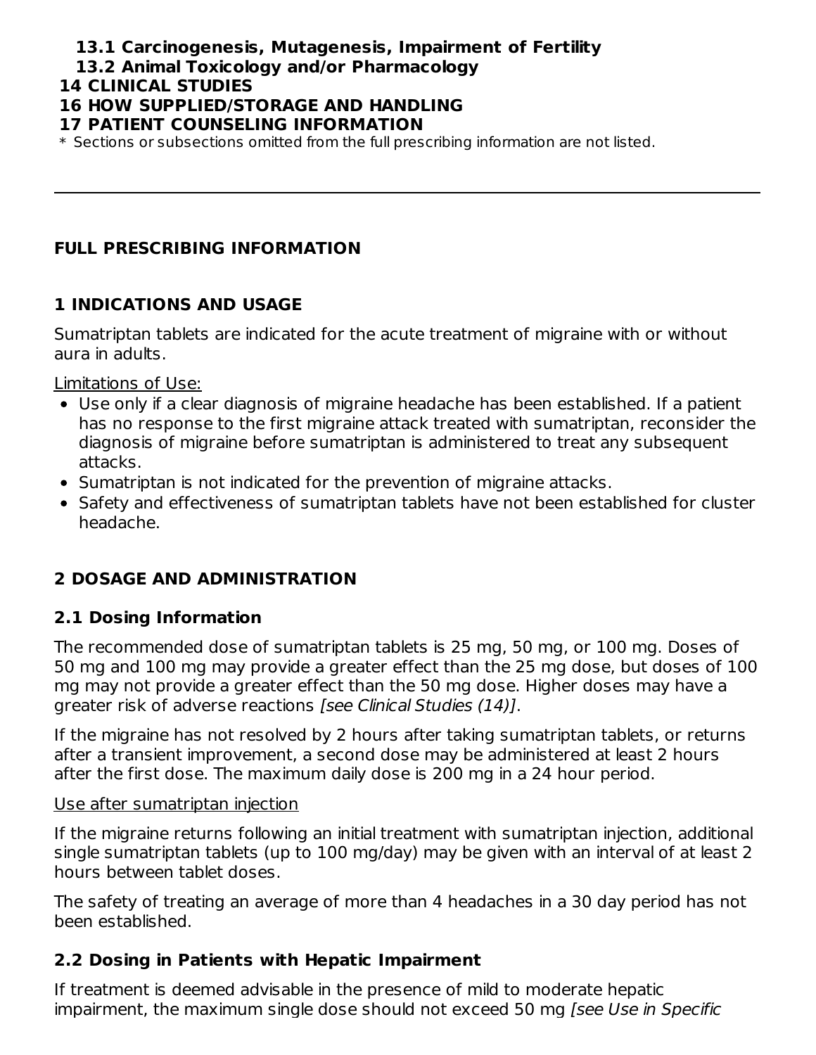**13.1 Carcinogenesis, Mutagenesis, Impairment of Fertility**

**13.2 Animal Toxicology and/or Pharmacology**

**14 CLINICAL STUDIES**

**16 HOW SUPPLIED/STORAGE AND HANDLING**

**17 PATIENT COUNSELING INFORMATION**

* Sections or subsections omitted from the full prescribing information are not listed.

---

# FULL PRESCRIBING INFORMATION

## 1 INDICATIONS AND USAGE

Sumatriptan tablets are indicated for the acute treatment of migraine with or without aura in adults.

Limitations of Use:

- Use only if a clear diagnosis of migraine headache has been established. If a patient has no response to the first migraine attack treated with sumatriptan, reconsider the diagnosis of migraine before sumatriptan is administered to treat any subsequent attacks.
- Sumatriptan is not indicated for the prevention of migraine attacks.
- Safety and effectiveness of sumatriptan tablets have not been established for cluster headache.

## 2 DOSAGE AND ADMINISTRATION

### 2.1 Dosing Information

The recommended dose of sumatriptan tablets is 25 mg, 50 mg, or 100 mg. Doses of 50 mg and 100 mg may provide a greater effect than the 25 mg dose, but doses of 100 mg may not provide a greater effect than the 50 mg dose. Higher doses may have a greater risk of adverse reactions *[see Clinical Studies (14)]*.

If the migraine has not resolved by 2 hours after taking sumatriptan tablets, or returns after a transient improvement, a second dose may be administered at least 2 hours after the first dose. The maximum daily dose is 200 mg in a 24 hour period.

Use after sumatriptan injection

If the migraine returns following an initial treatment with sumatriptan injection, additional single sumatriptan tablets (up to 100 mg/day) may be given with an interval of at least 2 hours between tablet doses.

The safety of treating an average of more than 4 headaches in a 30 day period has not been established.

### 2.2 Dosing in Patients with Hepatic Impairment

If treatment is deemed advisable in the presence of mild to moderate hepatic impairment, the maximum single dose should not exceed 50 mg *[see Use in Specific*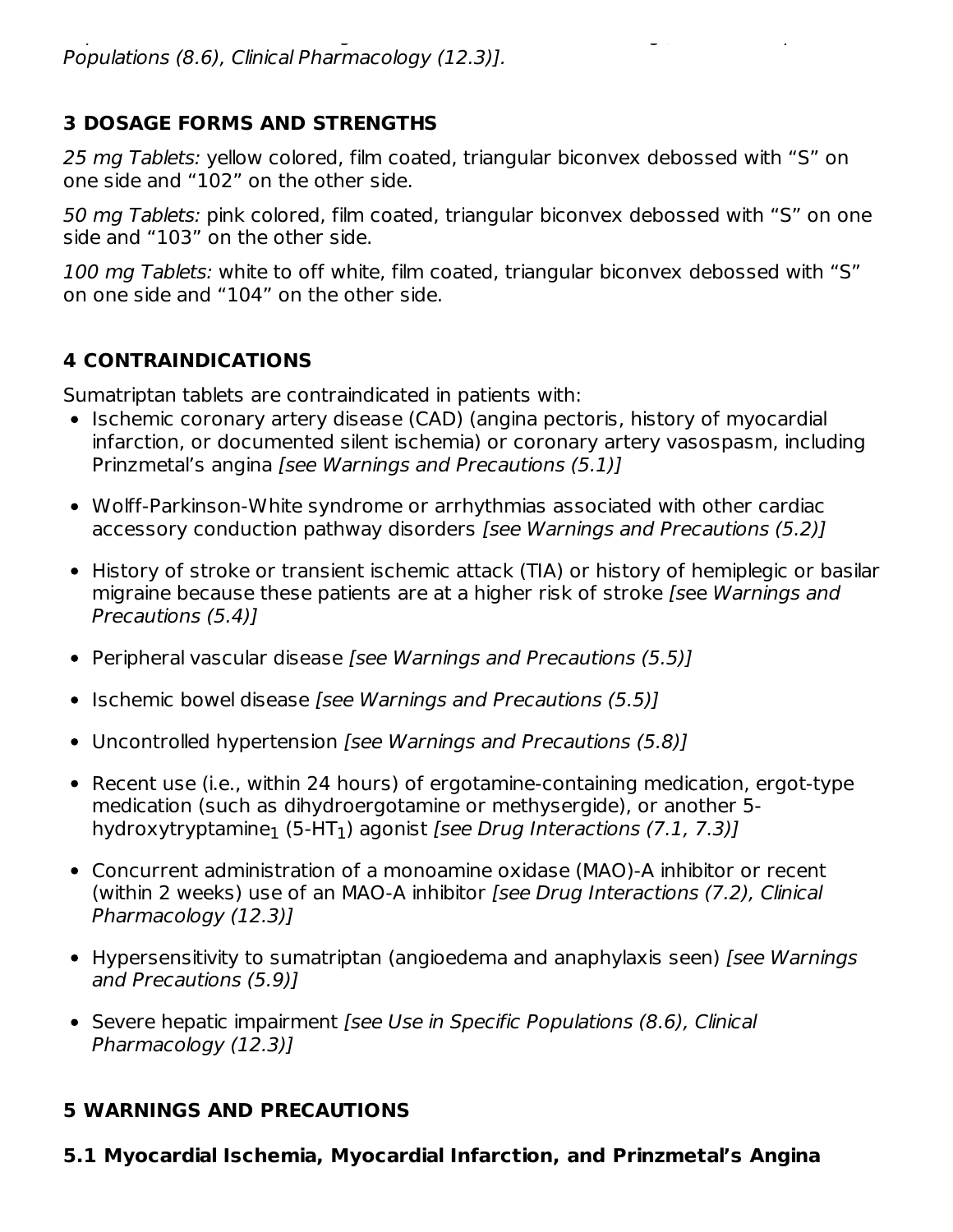*Populations (8.6), Clinical Pharmacology (12.3)].*

## 3 DOSAGE FORMS AND STRENGTHS

*25 mg Tablets:* yellow colored, film coated, triangular biconvex debossed with “S” on one side and “102” on the other side.

*50 mg Tablets:* pink colored, film coated, triangular biconvex debossed with “S” on one side and “103” on the other side.

*100 mg Tablets:* white to off white, film coated, triangular biconvex debossed with “S” on one side and “104” on the other side.

## 4 CONTRAINDICATIONS

Sumatriptan tablets are contraindicated in patients with:

- Ischemic coronary artery disease (CAD) (angina pectoris, history of myocardial infarction, or documented silent ischemia) or coronary artery vasospasm, including Prinzmetal’s angina *[see Warnings and Precautions (5.1)]*
- Wolff-Parkinson-White syndrome or arrhythmias associated with other cardiac accessory conduction pathway disorders *[see Warnings and Precautions (5.2)]*
- History of stroke or transient ischemic attack (TIA) or history of hemiplegic or basilar migraine because these patients are at a higher risk of stroke *[see Warnings and Precautions (5.4)]*
- Peripheral vascular disease *[see Warnings and Precautions (5.5)]*
- Ischemic bowel disease *[see Warnings and Precautions (5.5)]*
- Uncontrolled hypertension *[see Warnings and Precautions (5.8)]*
- Recent use (i.e., within 24 hours) of ergotamine-containing medication, ergot-type medication (such as dihydroergotamine or methysergide), or another 5-hydroxytryptamine$_1$ (5-HT$_1$) agonist *[see Drug Interactions (7.1, 7.3)]*
- Concurrent administration of a monoamine oxidase (MAO)-A inhibitor or recent (within 2 weeks) use of an MAO-A inhibitor *[see Drug Interactions (7.2), Clinical Pharmacology (12.3)]*
- Hypersensitivity to sumatriptan (angioedema and anaphylaxis seen) *[see Warnings and Precautions (5.9)]*
- Severe hepatic impairment *[see Use in Specific Populations (8.6), Clinical Pharmacology (12.3)]*

## 5 WARNINGS AND PRECAUTIONS

### 5.1 Myocardial Ischemia, Myocardial Infarction, and Prinzmetal’s Angina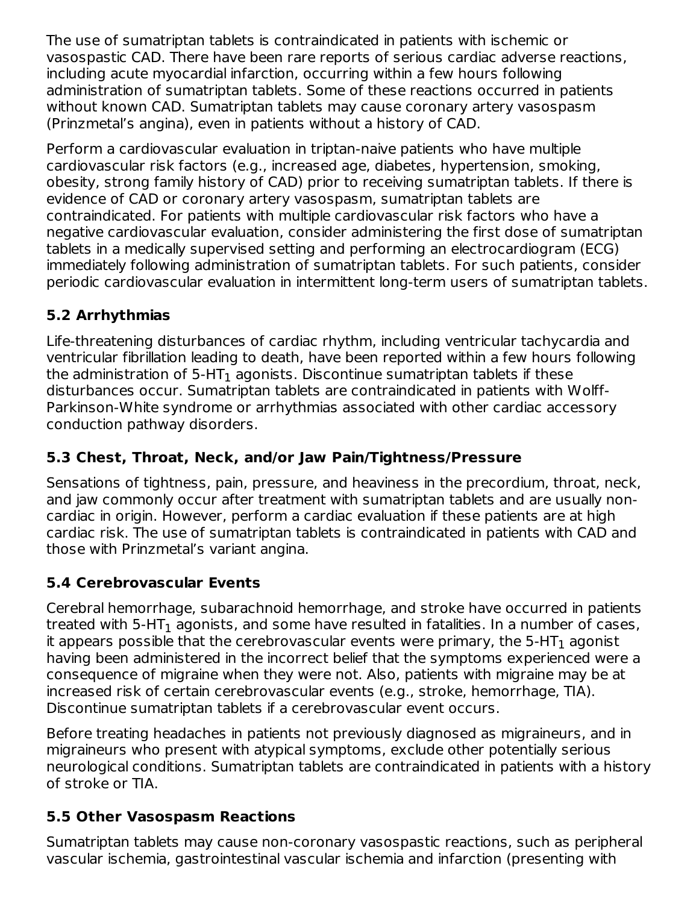The use of sumatriptan tablets is contraindicated in patients with ischemic or vasospastic CAD. There have been rare reports of serious cardiac adverse reactions, including acute myocardial infarction, occurring within a few hours following administration of sumatriptan tablets. Some of these reactions occurred in patients without known CAD. Sumatriptan tablets may cause coronary artery vasospasm (Prinzmetal's angina), even in patients without a history of CAD.

Perform a cardiovascular evaluation in triptan-naive patients who have multiple cardiovascular risk factors (e.g., increased age, diabetes, hypertension, smoking, obesity, strong family history of CAD) prior to receiving sumatriptan tablets. If there is evidence of CAD or coronary artery vasospasm, sumatriptan tablets are contraindicated. For patients with multiple cardiovascular risk factors who have a negative cardiovascular evaluation, consider administering the first dose of sumatriptan tablets in a medically supervised setting and performing an electrocardiogram (ECG) immediately following administration of sumatriptan tablets. For such patients, consider periodic cardiovascular evaluation in intermittent long-term users of sumatriptan tablets.

### 5.2 Arrhythmias

Life-threatening disturbances of cardiac rhythm, including ventricular tachycardia and ventricular fibrillation leading to death, have been reported within a few hours following the administration of 5-$HT_1$ agonists. Discontinue sumatriptan tablets if these disturbances occur. Sumatriptan tablets are contraindicated in patients with Wolff-Parkinson-White syndrome or arrhythmias associated with other cardiac accessory conduction pathway disorders.

### 5.3 Chest, Throat, Neck, and/or Jaw Pain/Tightness/Pressure

Sensations of tightness, pain, pressure, and heaviness in the precordium, throat, neck, and jaw commonly occur after treatment with sumatriptan tablets and are usually non-cardiac in origin. However, perform a cardiac evaluation if these patients are at high cardiac risk. The use of sumatriptan tablets is contraindicated in patients with CAD and those with Prinzmetal's variant angina.

### 5.4 Cerebrovascular Events

Cerebral hemorrhage, subarachnoid hemorrhage, and stroke have occurred in patients treated with 5-$HT_1$ agonists, and some have resulted in fatalities. In a number of cases, it appears possible that the cerebrovascular events were primary, the 5-$HT_1$ agonist having been administered in the incorrect belief that the symptoms experienced were a consequence of migraine when they were not. Also, patients with migraine may be at increased risk of certain cerebrovascular events (e.g., stroke, hemorrhage, TIA). Discontinue sumatriptan tablets if a cerebrovascular event occurs.

Before treating headaches in patients not previously diagnosed as migraineurs, and in migraineurs who present with atypical symptoms, exclude other potentially serious neurological conditions. Sumatriptan tablets are contraindicated in patients with a history of stroke or TIA.

### 5.5 Other Vasospasm Reactions

Sumatriptan tablets may cause non-coronary vasospastic reactions, such as peripheral vascular ischemia, gastrointestinal vascular ischemia and infarction (presenting with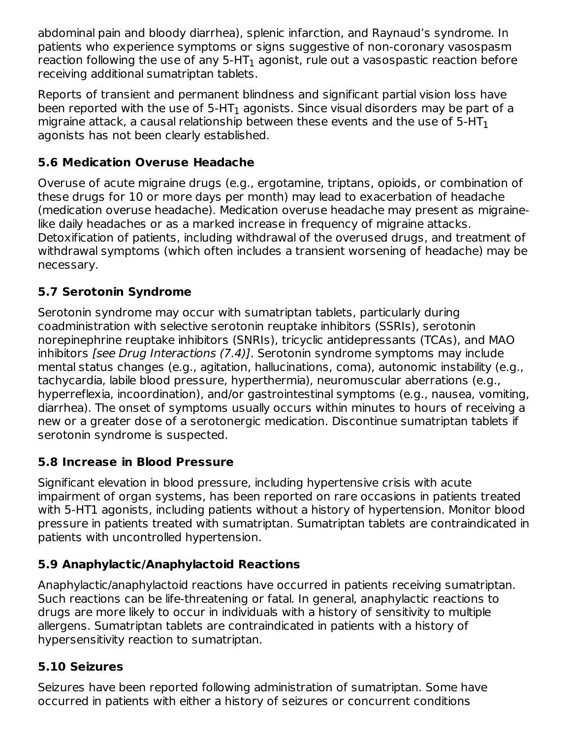abdominal pain and bloody diarrhea), splenic infarction, and Raynaud's syndrome. In patients who experience symptoms or signs suggestive of non-coronary vasospasm reaction following the use of any 5-$HT_1$ agonist, rule out a vasospastic reaction before receiving additional sumatriptan tablets.

Reports of transient and permanent blindness and significant partial vision loss have been reported with the use of 5-$HT_1$ agonists. Since visual disorders may be part of a migraine attack, a causal relationship between these events and the use of 5-$HT_1$ agonists has not been clearly established.

### 5.6 Medication Overuse Headache

Overuse of acute migraine drugs (e.g., ergotamine, triptans, opioids, or combination of these drugs for 10 or more days per month) may lead to exacerbation of headache (medication overuse headache). Medication overuse headache may present as migraine-like daily headaches or as a marked increase in frequency of migraine attacks. Detoxification of patients, including withdrawal of the overused drugs, and treatment of withdrawal symptoms (which often includes a transient worsening of headache) may be necessary.

### 5.7 Serotonin Syndrome

Serotonin syndrome may occur with sumatriptan tablets, particularly during coadministration with selective serotonin reuptake inhibitors (SSRIs), serotonin norepinephrine reuptake inhibitors (SNRIs), tricyclic antidepressants (TCAs), and MAO inhibitors *[see Drug Interactions (7.4)]*. Serotonin syndrome symptoms may include mental status changes (e.g., agitation, hallucinations, coma), autonomic instability (e.g., tachycardia, labile blood pressure, hyperthermia), neuromuscular aberrations (e.g., hyperreflexia, incoordination), and/or gastrointestinal symptoms (e.g., nausea, vomiting, diarrhea). The onset of symptoms usually occurs within minutes to hours of receiving a new or a greater dose of a serotonergic medication. Discontinue sumatriptan tablets if serotonin syndrome is suspected.

### 5.8 Increase in Blood Pressure

Significant elevation in blood pressure, including hypertensive crisis with acute impairment of organ systems, has been reported on rare occasions in patients treated with 5-HT1 agonists, including patients without a history of hypertension. Monitor blood pressure in patients treated with sumatriptan. Sumatriptan tablets are contraindicated in patients with uncontrolled hypertension.

### 5.9 Anaphylactic/Anaphylactoid Reactions

Anaphylactic/anaphylactoid reactions have occurred in patients receiving sumatriptan. Such reactions can be life-threatening or fatal. In general, anaphylactic reactions to drugs are more likely to occur in individuals with a history of sensitivity to multiple allergens. Sumatriptan tablets are contraindicated in patients with a history of hypersensitivity reaction to sumatriptan.

### 5.10 Seizures

Seizures have been reported following administration of sumatriptan. Some have occurred in patients with either a history of seizures or concurrent conditions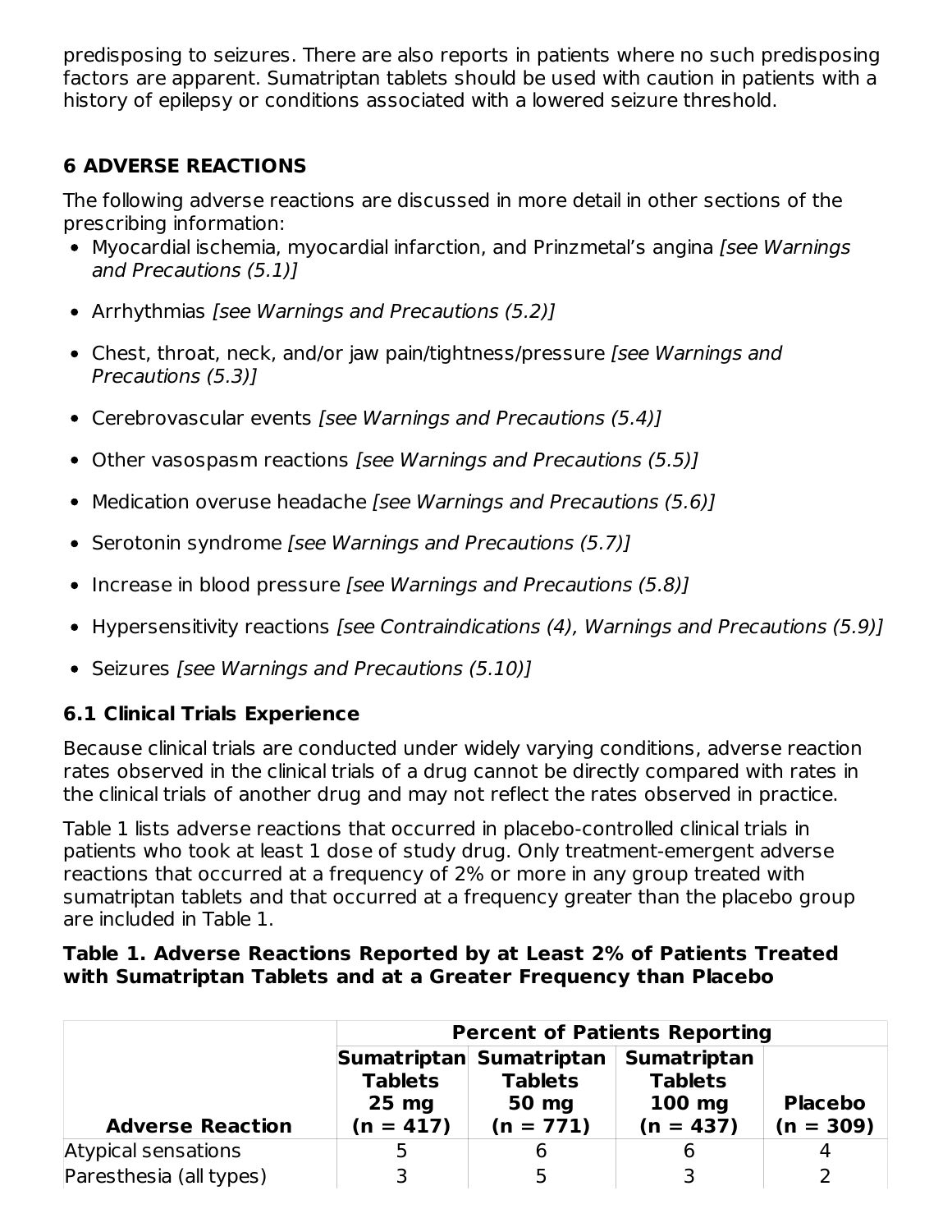predisposing to seizures. There are also reports in patients where no such predisposing factors are apparent. Sumatriptan tablets should be used with caution in patients with a history of epilepsy or conditions associated with a lowered seizure threshold.

## 6 ADVERSE REACTIONS

The following adverse reactions are discussed in more detail in other sections of the prescribing information:

- Myocardial ischemia, myocardial infarction, and Prinzmetal's angina *[see Warnings and Precautions (5.1)]*
- Arrhythmias *[see Warnings and Precautions (5.2)]*
- Chest, throat, neck, and/or jaw pain/tightness/pressure *[see Warnings and Precautions (5.3)]*
- Cerebrovascular events *[see Warnings and Precautions (5.4)]*
- Other vasospasm reactions *[see Warnings and Precautions (5.5)]*
- Medication overuse headache *[see Warnings and Precautions (5.6)]*
- Serotonin syndrome *[see Warnings and Precautions (5.7)]*
- Increase in blood pressure *[see Warnings and Precautions (5.8)]*
- Hypersensitivity reactions *[see Contraindications (4), Warnings and Precautions (5.9)]*
- Seizures *[see Warnings and Precautions (5.10)]*

### 6.1 Clinical Trials Experience

Because clinical trials are conducted under widely varying conditions, adverse reaction rates observed in the clinical trials of a drug cannot be directly compared with rates in the clinical trials of another drug and may not reflect the rates observed in practice.

Table 1 lists adverse reactions that occurred in placebo-controlled clinical trials in patients who took at least 1 dose of study drug. Only treatment-emergent adverse reactions that occurred at a frequency of 2% or more in any group treated with sumatriptan tablets and that occurred at a frequency greater than the placebo group are included in Table 1.

**Table 1. Adverse Reactions Reported by at Least 2% of Patients Treated with Sumatriptan Tablets and at a Greater Frequency than Placebo**

| | Percent of Patients Reporting | | | |
|---|---|---|---|---|
| **Adverse Reaction** | **Sumatriptan Tablets 25 mg (n = 417)** | **Sumatriptan Tablets 50 mg (n = 771)** | **Sumatriptan Tablets 100 mg (n = 437)** | **Placebo (n = 309)** |
| Atypical sensations | 5 | 6 | 6 | 4 |
| Paresthesia (all types) | 3 | 5 | 3 | 2 |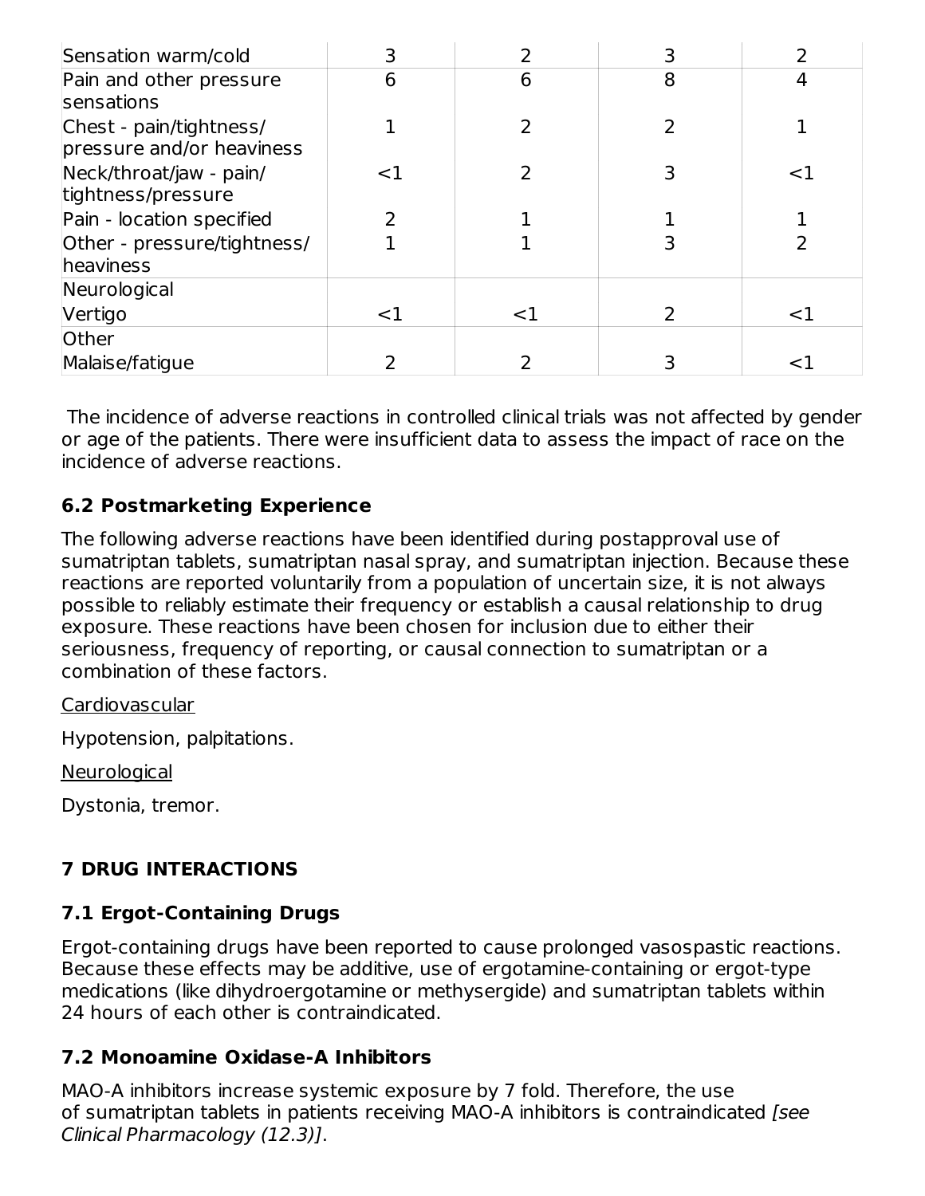| | | | | |
|---|---|---|---|---|
| Sensation warm/cold | 3 | 2 | 3 | 2 |
| Pain and other pressure sensations | 6 | 6 | 8 | 4 |
| Chest - pain/tightness/ pressure and/or heaviness | 1 | 2 | 2 | 1 |
| Neck/throat/jaw - pain/ tightness/pressure | <1 | 2 | 3 | <1 |
| Pain - location specified | 2 | 1 | 1 | 1 |
| Other - pressure/tightness/ heaviness | 1 | 1 | 3 | 2 |
| Neurological | | | | |
| Vertigo | <1 | <1 | 2 | <1 |
| Other | | | | |
| Malaise/fatigue | 2 | 2 | 3 | <1 |

The incidence of adverse reactions in controlled clinical trials was not affected by gender or age of the patients. There were insufficient data to assess the impact of race on the incidence of adverse reactions.

### 6.2 Postmarketing Experience

The following adverse reactions have been identified during postapproval use of sumatriptan tablets, sumatriptan nasal spray, and sumatriptan injection. Because these reactions are reported voluntarily from a population of uncertain size, it is not always possible to reliably estimate their frequency or establish a causal relationship to drug exposure. These reactions have been chosen for inclusion due to either their seriousness, frequency of reporting, or causal connection to sumatriptan or a combination of these factors.

Cardiovascular

Hypotension, palpitations.

Neurological

Dystonia, tremor.

## 7 DRUG INTERACTIONS

### 7.1 Ergot-Containing Drugs

Ergot-containing drugs have been reported to cause prolonged vasospastic reactions. Because these effects may be additive, use of ergotamine-containing or ergot-type medications (like dihydroergotamine or methysergide) and sumatriptan tablets within 24 hours of each other is contraindicated.

### 7.2 Monoamine Oxidase-A Inhibitors

MAO-A inhibitors increase systemic exposure by 7 fold. Therefore, the use of sumatriptan tablets in patients receiving MAO-A inhibitors is contraindicated *[see Clinical Pharmacology (12.3)]*.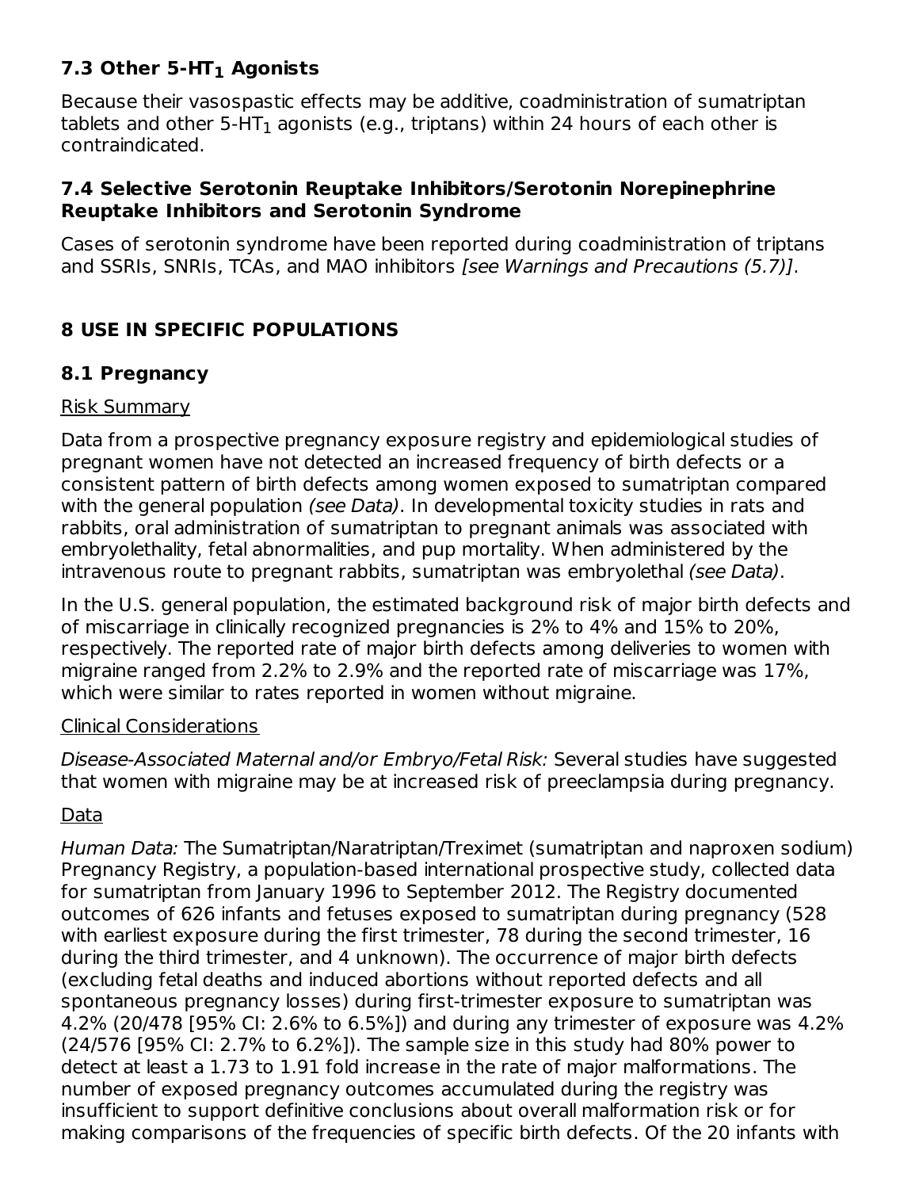### 7.3 Other 5-$HT_1$ Agonists

Because their vasospastic effects may be additive, coadministration of sumatriptan tablets and other 5-$HT_1$ agonists (e.g., triptans) within 24 hours of each other is contraindicated.

### 7.4 Selective Serotonin Reuptake Inhibitors/Serotonin Norepinephrine Reuptake Inhibitors and Serotonin Syndrome

Cases of serotonin syndrome have been reported during coadministration of triptans and SSRIs, SNRIs, TCAs, and MAO inhibitors *[see Warnings and Precautions (5.7)]*.

## 8 USE IN SPECIFIC POPULATIONS

### 8.1 Pregnancy

Risk Summary

Data from a prospective pregnancy exposure registry and epidemiological studies of pregnant women have not detected an increased frequency of birth defects or a consistent pattern of birth defects among women exposed to sumatriptan compared with the general population *(see Data)*. In developmental toxicity studies in rats and rabbits, oral administration of sumatriptan to pregnant animals was associated with embryolethality, fetal abnormalities, and pup mortality. When administered by the intravenous route to pregnant rabbits, sumatriptan was embryolethal *(see Data)*.

In the U.S. general population, the estimated background risk of major birth defects and of miscarriage in clinically recognized pregnancies is 2% to 4% and 15% to 20%, respectively. The reported rate of major birth defects among deliveries to women with migraine ranged from 2.2% to 2.9% and the reported rate of miscarriage was 17%, which were similar to rates reported in women without migraine.

Clinical Considerations

*Disease-Associated Maternal and/or Embryo/Fetal Risk:* Several studies have suggested that women with migraine may be at increased risk of preeclampsia during pregnancy.

Data

*Human Data:* The Sumatriptan/Naratriptan/Treximet (sumatriptan and naproxen sodium) Pregnancy Registry, a population-based international prospective study, collected data for sumatriptan from January 1996 to September 2012. The Registry documented outcomes of 626 infants and fetuses exposed to sumatriptan during pregnancy (528 with earliest exposure during the first trimester, 78 during the second trimester, 16 during the third trimester, and 4 unknown). The occurrence of major birth defects (excluding fetal deaths and induced abortions without reported defects and all spontaneous pregnancy losses) during first-trimester exposure to sumatriptan was 4.2% (20/478 [95% CI: 2.6% to 6.5%]) and during any trimester of exposure was 4.2% (24/576 [95% CI: 2.7% to 6.2%]). The sample size in this study had 80% power to detect at least a 1.73 to 1.91 fold increase in the rate of major malformations. The number of exposed pregnancy outcomes accumulated during the registry was insufficient to support definitive conclusions about overall malformation risk or for making comparisons of the frequencies of specific birth defects. Of the 20 infants with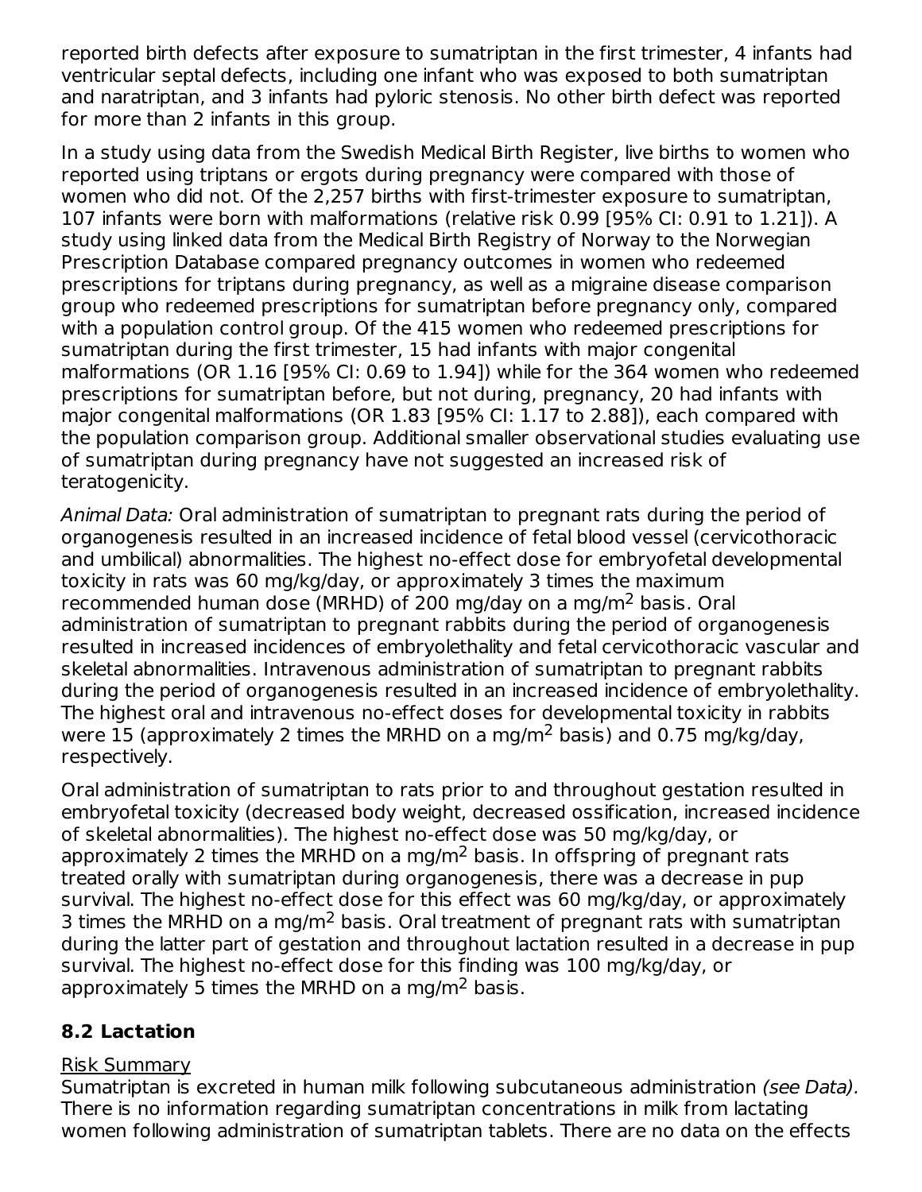reported birth defects after exposure to sumatriptan in the first trimester, 4 infants had ventricular septal defects, including one infant who was exposed to both sumatriptan and naratriptan, and 3 infants had pyloric stenosis. No other birth defect was reported for more than 2 infants in this group.

In a study using data from the Swedish Medical Birth Register, live births to women who reported using triptans or ergots during pregnancy were compared with those of women who did not. Of the 2,257 births with first-trimester exposure to sumatriptan, 107 infants were born with malformations (relative risk 0.99 [95% CI: 0.91 to 1.21]). A study using linked data from the Medical Birth Registry of Norway to the Norwegian Prescription Database compared pregnancy outcomes in women who redeemed prescriptions for triptans during pregnancy, as well as a migraine disease comparison group who redeemed prescriptions for sumatriptan before pregnancy only, compared with a population control group. Of the 415 women who redeemed prescriptions for sumatriptan during the first trimester, 15 had infants with major congenital malformations (OR 1.16 [95% CI: 0.69 to 1.94]) while for the 364 women who redeemed prescriptions for sumatriptan before, but not during, pregnancy, 20 had infants with major congenital malformations (OR 1.83 [95% CI: 1.17 to 2.88]), each compared with the population comparison group. Additional smaller observational studies evaluating use of sumatriptan during pregnancy have not suggested an increased risk of teratogenicity.

*Animal Data:* Oral administration of sumatriptan to pregnant rats during the period of organogenesis resulted in an increased incidence of fetal blood vessel (cervicothoracic and umbilical) abnormalities. The highest no-effect dose for embryofetal developmental toxicity in rats was 60 mg/kg/day, or approximately 3 times the maximum recommended human dose (MRHD) of 200 mg/day on a mg/$m^2$ basis. Oral administration of sumatriptan to pregnant rabbits during the period of organogenesis resulted in increased incidences of embryolethality and fetal cervicothoracic vascular and skeletal abnormalities. Intravenous administration of sumatriptan to pregnant rabbits during the period of organogenesis resulted in an increased incidence of embryolethality. The highest oral and intravenous no-effect doses for developmental toxicity in rabbits were 15 (approximately 2 times the MRHD on a mg/$m^2$ basis) and 0.75 mg/kg/day, respectively.

Oral administration of sumatriptan to rats prior to and throughout gestation resulted in embryofetal toxicity (decreased body weight, decreased ossification, increased incidence of skeletal abnormalities). The highest no-effect dose was 50 mg/kg/day, or approximately 2 times the MRHD on a mg/$m^2$ basis. In offspring of pregnant rats treated orally with sumatriptan during organogenesis, there was a decrease in pup survival. The highest no-effect dose for this effect was 60 mg/kg/day, or approximately 3 times the MRHD on a mg/$m^2$ basis. Oral treatment of pregnant rats with sumatriptan during the latter part of gestation and throughout lactation resulted in a decrease in pup survival. The highest no-effect dose for this finding was 100 mg/kg/day, or approximately 5 times the MRHD on a mg/$m^2$ basis.

## 8.2 Lactation

Risk Summary

Sumatriptan is excreted in human milk following subcutaneous administration *(see Data)*. There is no information regarding sumatriptan concentrations in milk from lactating women following administration of sumatriptan tablets. There are no data on the effects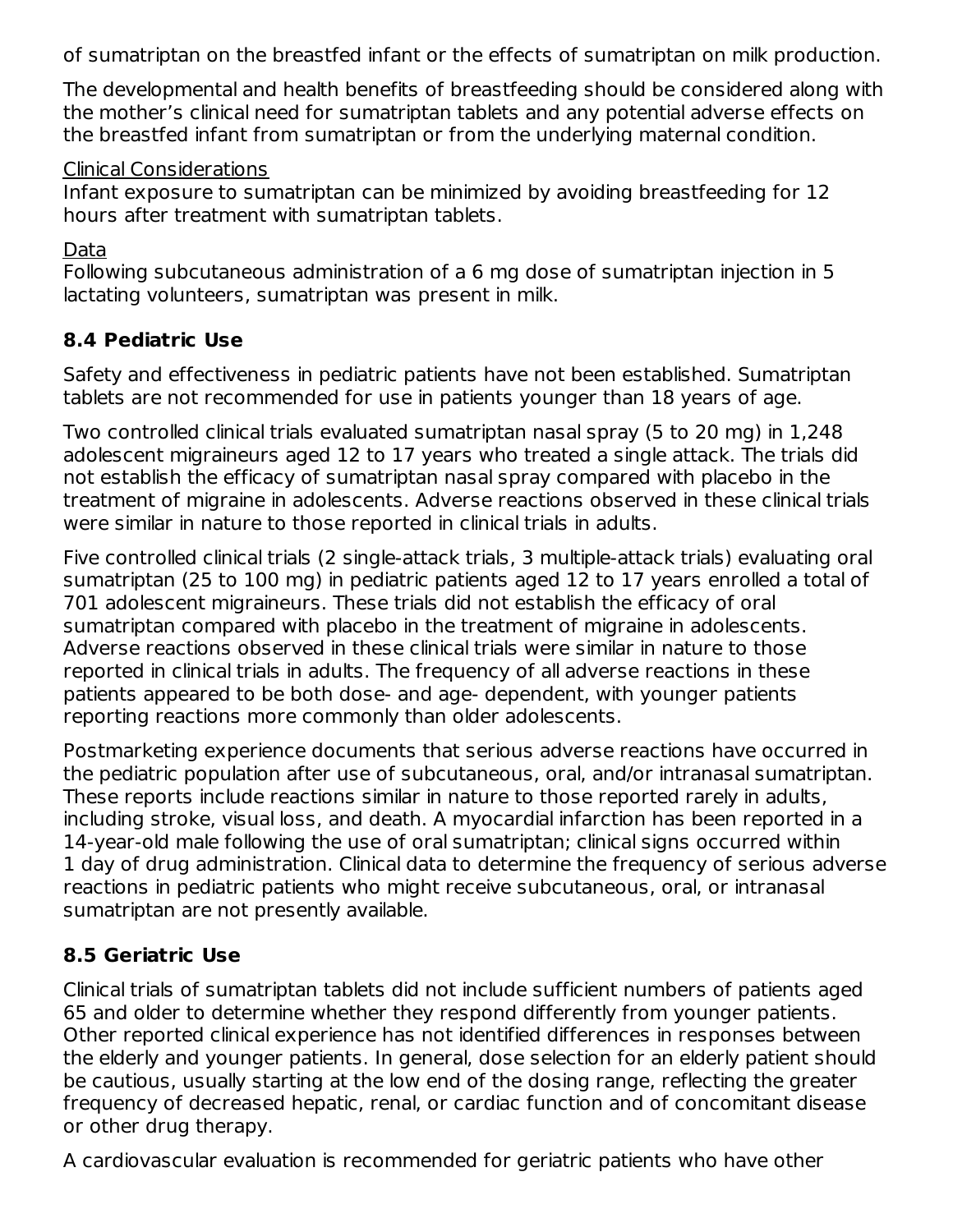of sumatriptan on the breastfed infant or the effects of sumatriptan on milk production.

The developmental and health benefits of breastfeeding should be considered along with the mother's clinical need for sumatriptan tablets and any potential adverse effects on the breastfed infant from sumatriptan or from the underlying maternal condition.

Clinical Considerations
Infant exposure to sumatriptan can be minimized by avoiding breastfeeding for 12 hours after treatment with sumatriptan tablets.

Data
Following subcutaneous administration of a 6 mg dose of sumatriptan injection in 5 lactating volunteers, sumatriptan was present in milk.

### 8.4 Pediatric Use

Safety and effectiveness in pediatric patients have not been established. Sumatriptan tablets are not recommended for use in patients younger than 18 years of age.

Two controlled clinical trials evaluated sumatriptan nasal spray (5 to 20 mg) in 1,248 adolescent migraineurs aged 12 to 17 years who treated a single attack. The trials did not establish the efficacy of sumatriptan nasal spray compared with placebo in the treatment of migraine in adolescents. Adverse reactions observed in these clinical trials were similar in nature to those reported in clinical trials in adults.

Five controlled clinical trials (2 single-attack trials, 3 multiple-attack trials) evaluating oral sumatriptan (25 to 100 mg) in pediatric patients aged 12 to 17 years enrolled a total of 701 adolescent migraineurs. These trials did not establish the efficacy of oral sumatriptan compared with placebo in the treatment of migraine in adolescents. Adverse reactions observed in these clinical trials were similar in nature to those reported in clinical trials in adults. The frequency of all adverse reactions in these patients appeared to be both dose- and age- dependent, with younger patients reporting reactions more commonly than older adolescents.

Postmarketing experience documents that serious adverse reactions have occurred in the pediatric population after use of subcutaneous, oral, and/or intranasal sumatriptan. These reports include reactions similar in nature to those reported rarely in adults, including stroke, visual loss, and death. A myocardial infarction has been reported in a 14-year-old male following the use of oral sumatriptan; clinical signs occurred within 1 day of drug administration. Clinical data to determine the frequency of serious adverse reactions in pediatric patients who might receive subcutaneous, oral, or intranasal sumatriptan are not presently available.

### 8.5 Geriatric Use

Clinical trials of sumatriptan tablets did not include sufficient numbers of patients aged 65 and older to determine whether they respond differently from younger patients. Other reported clinical experience has not identified differences in responses between the elderly and younger patients. In general, dose selection for an elderly patient should be cautious, usually starting at the low end of the dosing range, reflecting the greater frequency of decreased hepatic, renal, or cardiac function and of concomitant disease or other drug therapy.

A cardiovascular evaluation is recommended for geriatric patients who have other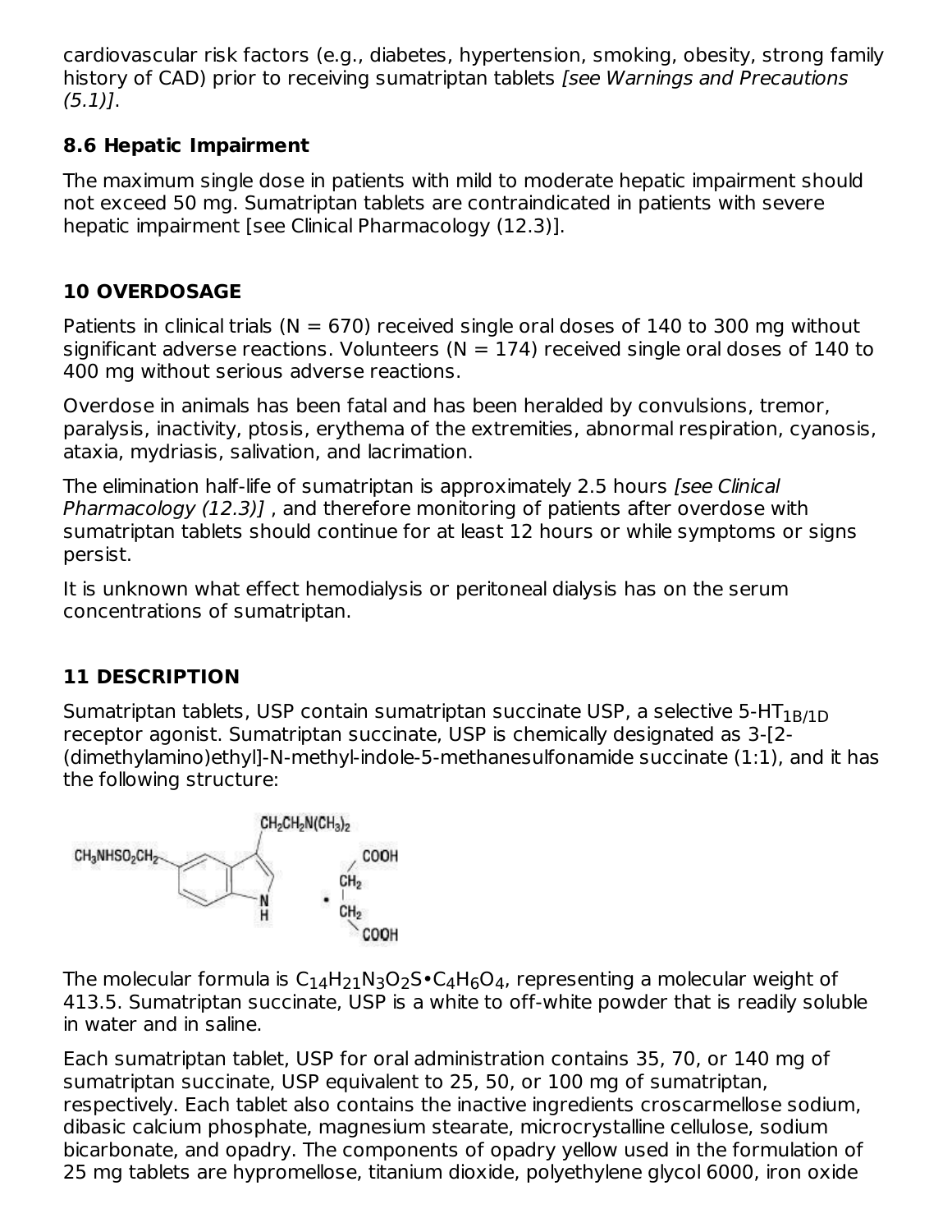cardiovascular risk factors (e.g., diabetes, hypertension, smoking, obesity, strong family history of CAD) prior to receiving sumatriptan tablets *[see Warnings and Precautions (5.1)]*.

### 8.6 Hepatic Impairment

The maximum single dose in patients with mild to moderate hepatic impairment should not exceed 50 mg. Sumatriptan tablets are contraindicated in patients with severe hepatic impairment [see Clinical Pharmacology (12.3)].

## 10 OVERDOSAGE

Patients in clinical trials (N = 670) received single oral doses of 140 to 300 mg without significant adverse reactions. Volunteers (N = 174) received single oral doses of 140 to 400 mg without serious adverse reactions.

Overdose in animals has been fatal and has been heralded by convulsions, tremor, paralysis, inactivity, ptosis, erythema of the extremities, abnormal respiration, cyanosis, ataxia, mydriasis, salivation, and lacrimation.

The elimination half-life of sumatriptan is approximately 2.5 hours *[see Clinical Pharmacology (12.3)]* , and therefore monitoring of patients after overdose with sumatriptan tablets should continue for at least 12 hours or while symptoms or signs persist.

It is unknown what effect hemodialysis or peritoneal dialysis has on the serum concentrations of sumatriptan.

## 11 DESCRIPTION

Sumatriptan tablets, USP contain sumatriptan succinate USP, a selective 5-$HT_{1B/1D}$ receptor agonist. Sumatriptan succinate, USP is chemically designated as 3-[2-(dimethylamino)ethyl]-N-methyl-indole-5-methanesulfonamide succinate (1:1), and it has the following structure:

The molecular formula is $C_{14}H_{21}N_3O_2S{\bullet}C_4H_6O_4$, representing a molecular weight of 413.5. Sumatriptan succinate, USP is a white to off-white powder that is readily soluble in water and in saline.

Each sumatriptan tablet, USP for oral administration contains 35, 70, or 140 mg of sumatriptan succinate, USP equivalent to 25, 50, or 100 mg of sumatriptan, respectively. Each tablet also contains the inactive ingredients croscarmellose sodium, dibasic calcium phosphate, magnesium stearate, microcrystalline cellulose, sodium bicarbonate, and opadry. The components of opadry yellow used in the formulation of 25 mg tablets are hypromellose, titanium dioxide, polyethylene glycol 6000, iron oxide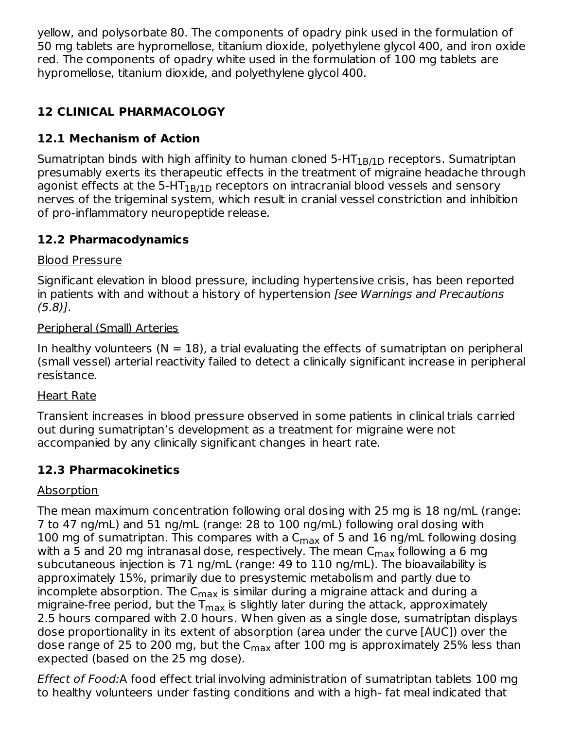yellow, and polysorbate 80. The components of opadry pink used in the formulation of 50 mg tablets are hypromellose, titanium dioxide, polyethylene glycol 400, and iron oxide red. The components of opadry white used in the formulation of 100 mg tablets are hypromellose, titanium dioxide, and polyethylene glycol 400.

## 12 CLINICAL PHARMACOLOGY

### 12.1 Mechanism of Action

Sumatriptan binds with high affinity to human cloned 5-$HT_{1B/1D}$ receptors. Sumatriptan presumably exerts its therapeutic effects in the treatment of migraine headache through agonist effects at the 5-$HT_{1B/1D}$ receptors on intracranial blood vessels and sensory nerves of the trigeminal system, which result in cranial vessel constriction and inhibition of pro-inflammatory neuropeptide release.

### 12.2 Pharmacodynamics

Blood Pressure

Significant elevation in blood pressure, including hypertensive crisis, has been reported in patients with and without a history of hypertension *[see Warnings and Precautions (5.8)]*.

Peripheral (Small) Arteries

In healthy volunteers (N = 18), a trial evaluating the effects of sumatriptan on peripheral (small vessel) arterial reactivity failed to detect a clinically significant increase in peripheral resistance.

Heart Rate

Transient increases in blood pressure observed in some patients in clinical trials carried out during sumatriptan's development as a treatment for migraine were not accompanied by any clinically significant changes in heart rate.

### 12.3 Pharmacokinetics

Absorption

The mean maximum concentration following oral dosing with 25 mg is 18 ng/mL (range: 7 to 47 ng/mL) and 51 ng/mL (range: 28 to 100 ng/mL) following oral dosing with 100 mg of sumatriptan. This compares with a $C_{max}$ of 5 and 16 ng/mL following dosing with a 5 and 20 mg intranasal dose, respectively. The mean $C_{max}$ following a 6 mg subcutaneous injection is 71 ng/mL (range: 49 to 110 ng/mL). The bioavailability is approximately 15%, primarily due to presystemic metabolism and partly due to incomplete absorption. The $C_{max}$ is similar during a migraine attack and during a migraine-free period, but the $T_{max}$ is slightly later during the attack, approximately 2.5 hours compared with 2.0 hours. When given as a single dose, sumatriptan displays dose proportionality in its extent of absorption (area under the curve [AUC]) over the dose range of 25 to 200 mg, but the $C_{max}$ after 100 mg is approximately 25% less than expected (based on the 25 mg dose).

*Effect of Food:* A food effect trial involving administration of sumatriptan tablets 100 mg to healthy volunteers under fasting conditions and with a high- fat meal indicated that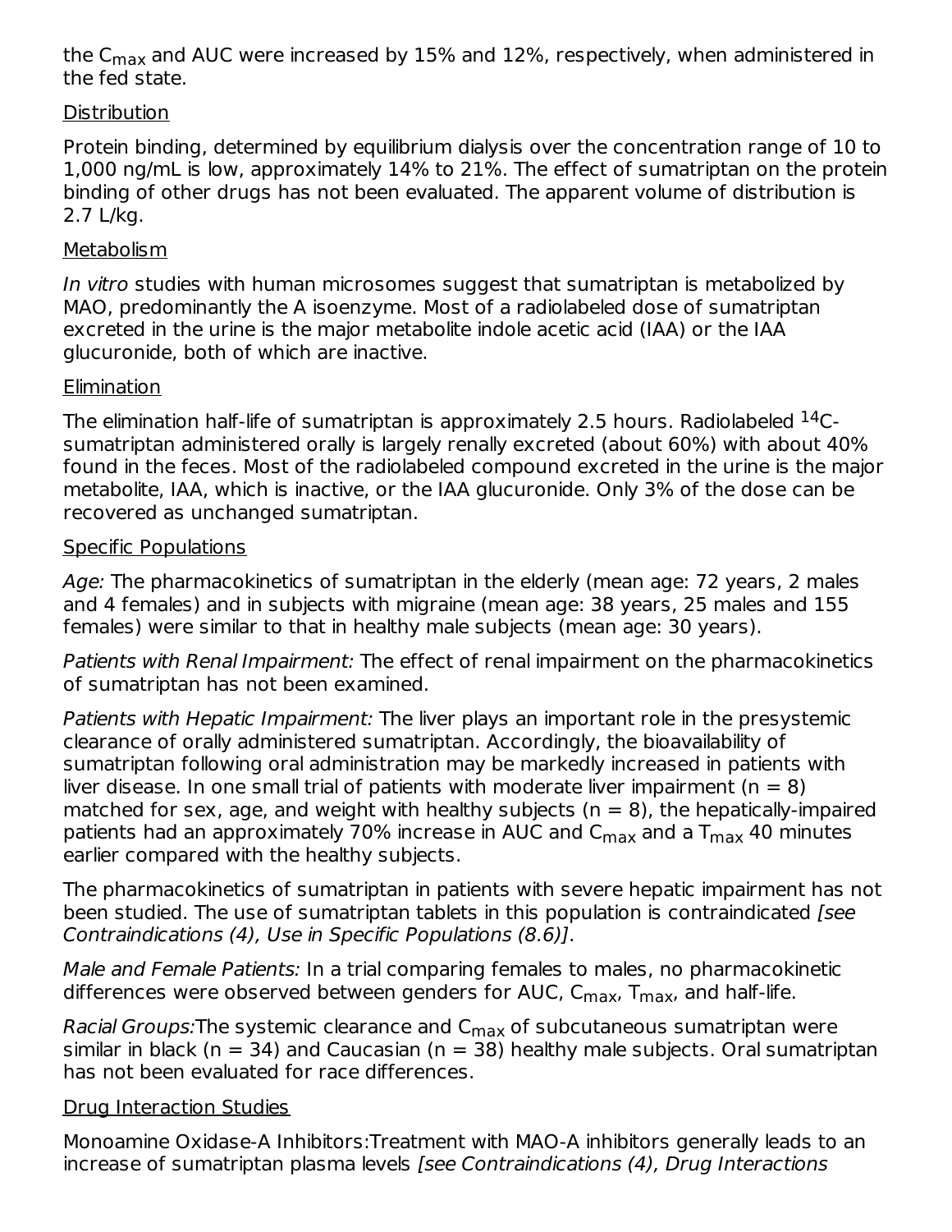the $C_{max}$ and AUC were increased by 15% and 12%, respectively, when administered in the fed state.

Distribution

Protein binding, determined by equilibrium dialysis over the concentration range of 10 to 1,000 ng/mL is low, approximately 14% to 21%. The effect of sumatriptan on the protein binding of other drugs has not been evaluated. The apparent volume of distribution is 2.7 L/kg.

Metabolism

*In vitro* studies with human microsomes suggest that sumatriptan is metabolized by MAO, predominantly the A isoenzyme. Most of a radiolabeled dose of sumatriptan excreted in the urine is the major metabolite indole acetic acid (IAA) or the IAA glucuronide, both of which are inactive.

Elimination

The elimination half-life of sumatriptan is approximately 2.5 hours. Radiolabeled $^{14}$C-sumatriptan administered orally is largely renally excreted (about 60%) with about 40% found in the feces. Most of the radiolabeled compound excreted in the urine is the major metabolite, IAA, which is inactive, or the IAA glucuronide. Only 3% of the dose can be recovered as unchanged sumatriptan.

Specific Populations

*Age:* The pharmacokinetics of sumatriptan in the elderly (mean age: 72 years, 2 males and 4 females) and in subjects with migraine (mean age: 38 years, 25 males and 155 females) were similar to that in healthy male subjects (mean age: 30 years).

*Patients with Renal Impairment:* The effect of renal impairment on the pharmacokinetics of sumatriptan has not been examined.

*Patients with Hepatic Impairment:* The liver plays an important role in the presystemic clearance of orally administered sumatriptan. Accordingly, the bioavailability of sumatriptan following oral administration may be markedly increased in patients with liver disease. In one small trial of patients with moderate liver impairment (n = 8) matched for sex, age, and weight with healthy subjects (n = 8), the hepatically-impaired patients had an approximately 70% increase in AUC and $C_{max}$ and a $T_{max}$ 40 minutes earlier compared with the healthy subjects.

The pharmacokinetics of sumatriptan in patients with severe hepatic impairment has not been studied. The use of sumatriptan tablets in this population is contraindicated *[see Contraindications (4), Use in Specific Populations (8.6)]*.

*Male and Female Patients:* In a trial comparing females to males, no pharmacokinetic differences were observed between genders for AUC, $C_{max}$, $T_{max}$, and half-life.

*Racial Groups:*The systemic clearance and $C_{max}$ of subcutaneous sumatriptan were similar in black (n = 34) and Caucasian (n = 38) healthy male subjects. Oral sumatriptan has not been evaluated for race differences.

Drug Interaction Studies

Monoamine Oxidase-A Inhibitors:Treatment with MAO-A inhibitors generally leads to an increase of sumatriptan plasma levels *[see Contraindications (4), Drug Interactions*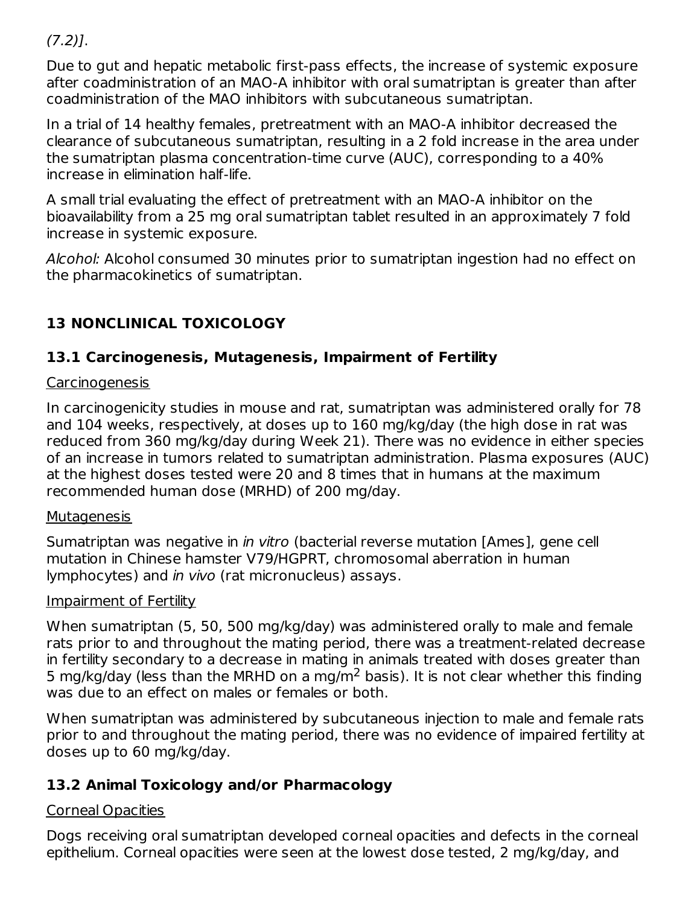*(7.2)]*.

Due to gut and hepatic metabolic first-pass effects, the increase of systemic exposure after coadministration of an MAO-A inhibitor with oral sumatriptan is greater than after coadministration of the MAO inhibitors with subcutaneous sumatriptan.

In a trial of 14 healthy females, pretreatment with an MAO-A inhibitor decreased the clearance of subcutaneous sumatriptan, resulting in a 2 fold increase in the area under the sumatriptan plasma concentration-time curve (AUC), corresponding to a 40% increase in elimination half-life.

A small trial evaluating the effect of pretreatment with an MAO-A inhibitor on the bioavailability from a 25 mg oral sumatriptan tablet resulted in an approximately 7 fold increase in systemic exposure.

*Alcohol:* Alcohol consumed 30 minutes prior to sumatriptan ingestion had no effect on the pharmacokinetics of sumatriptan.

## 13 NONCLINICAL TOXICOLOGY

### 13.1 Carcinogenesis, Mutagenesis, Impairment of Fertility

Carcinogenesis

In carcinogenicity studies in mouse and rat, sumatriptan was administered orally for 78 and 104 weeks, respectively, at doses up to 160 mg/kg/day (the high dose in rat was reduced from 360 mg/kg/day during Week 21). There was no evidence in either species of an increase in tumors related to sumatriptan administration. Plasma exposures (AUC) at the highest doses tested were 20 and 8 times that in humans at the maximum recommended human dose (MRHD) of 200 mg/day.

Mutagenesis

Sumatriptan was negative in *in vitro* (bacterial reverse mutation [Ames], gene cell mutation in Chinese hamster V79/HGPRT, chromosomal aberration in human lymphocytes) and *in vivo* (rat micronucleus) assays.

Impairment of Fertility

When sumatriptan (5, 50, 500 mg/kg/day) was administered orally to male and female rats prior to and throughout the mating period, there was a treatment-related decrease in fertility secondary to a decrease in mating in animals treated with doses greater than 5 mg/kg/day (less than the MRHD on a mg/$m^2$ basis). It is not clear whether this finding was due to an effect on males or females or both.

When sumatriptan was administered by subcutaneous injection to male and female rats prior to and throughout the mating period, there was no evidence of impaired fertility at doses up to 60 mg/kg/day.

### 13.2 Animal Toxicology and/or Pharmacology

Corneal Opacities

Dogs receiving oral sumatriptan developed corneal opacities and defects in the corneal epithelium. Corneal opacities were seen at the lowest dose tested, 2 mg/kg/day, and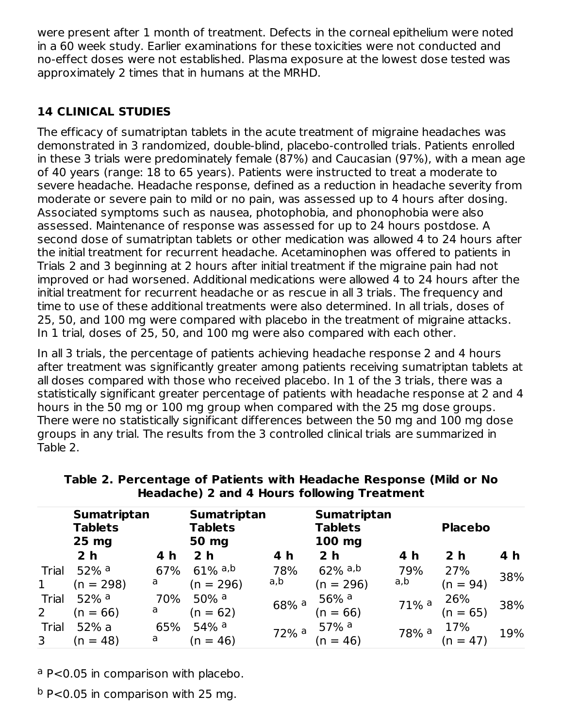were present after 1 month of treatment. Defects in the corneal epithelium were noted in a 60 week study. Earlier examinations for these toxicities were not conducted and no-effect doses were not established. Plasma exposure at the lowest dose tested was approximately 2 times that in humans at the MRHD.

## 14 CLINICAL STUDIES

The efficacy of sumatriptan tablets in the acute treatment of migraine headaches was demonstrated in 3 randomized, double-blind, placebo-controlled trials. Patients enrolled in these 3 trials were predominately female (87%) and Caucasian (97%), with a mean age of 40 years (range: 18 to 65 years). Patients were instructed to treat a moderate to severe headache. Headache response, defined as a reduction in headache severity from moderate or severe pain to mild or no pain, was assessed up to 4 hours after dosing. Associated symptoms such as nausea, photophobia, and phonophobia were also assessed. Maintenance of response was assessed for up to 24 hours postdose. A second dose of sumatriptan tablets or other medication was allowed 4 to 24 hours after the initial treatment for recurrent headache. Acetaminophen was offered to patients in Trials 2 and 3 beginning at 2 hours after initial treatment if the migraine pain had not improved or had worsened. Additional medications were allowed 4 to 24 hours after the initial treatment for recurrent headache or as rescue in all 3 trials. The frequency and time to use of these additional treatments were also determined. In all trials, doses of 25, 50, and 100 mg were compared with placebo in the treatment of migraine attacks. In 1 trial, doses of 25, 50, and 100 mg were also compared with each other.

In all 3 trials, the percentage of patients achieving headache response 2 and 4 hours after treatment was significantly greater among patients receiving sumatriptan tablets at all doses compared with those who received placebo. In 1 of the 3 trials, there was a statistically significant greater percentage of patients with headache response at 2 and 4 hours in the 50 mg or 100 mg group when compared with the 25 mg dose groups. There were no statistically significant differences between the 50 mg and 100 mg dose groups in any trial. The results from the 3 controlled clinical trials are summarized in Table 2.

**Table 2. Percentage of Patients with Headache Response (Mild or No Headache) 2 and 4 Hours following Treatment**

| | Sumatriptan Tablets 25 mg | | Sumatriptan Tablets 50 mg | | Sumatriptan Tablets 100 mg | | Placebo | |
|---|---|---|---|---|---|---|---|---|
| | 2 h | 4 h | 2 h | 4 h | 2 h | 4 h | 2 h | 4 h |
| Trial 1 | 52% [a] (n = 298) | 67% [a] | 61% [a,b] (n = 296) | 78% [a,b] | 62% [a,b] (n = 296) | 79% [a,b] | 27% (n = 94) | 38% |
| Trial 2 | 52% [a] (n = 66) | 70% [a] | 50% [a] (n = 62) | 68% [a] | 56% [a] (n = 66) | 71% [a] | 26% (n = 65) | 38% |
| Trial 3 | 52% a (n = 48) | 65% [a] | 54% [a] (n = 46) | 72% [a] | 57% [a] (n = 46) | 78% [a] | 17% (n = 47) | 19% |

[a] $P<0.05$ in comparison with placebo.

[b] $P<0.05$ in comparison with 25 mg.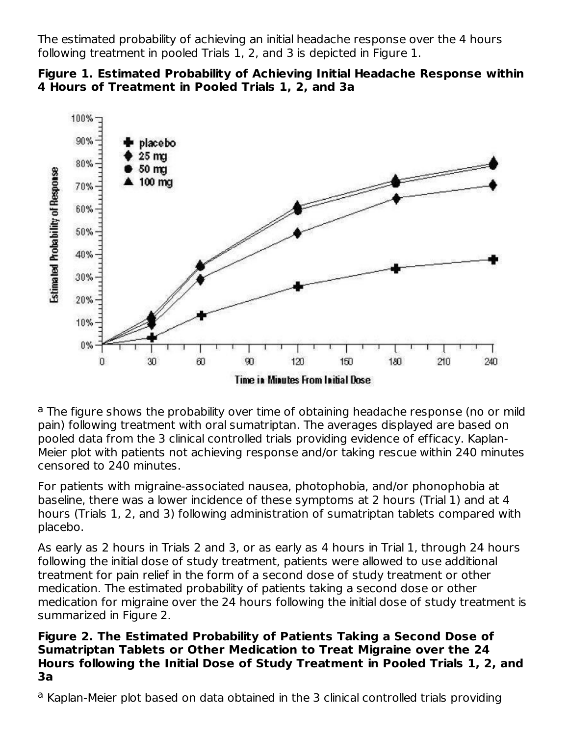The estimated probability of achieving an initial headache response over the 4 hours following treatment in pooled Trials 1, 2, and 3 is depicted in Figure 1.

**Figure 1. Estimated Probability of Achieving Initial Headache Response within 4 Hours of Treatment in Pooled Trials 1, 2, and 3[a]**

[a] The figure shows the probability over time of obtaining headache response (no or mild pain) following treatment with oral sumatriptan. The averages displayed are based on pooled data from the 3 clinical controlled trials providing evidence of efficacy. Kaplan-Meier plot with patients not achieving response and/or taking rescue within 240 minutes censored to 240 minutes.

For patients with migraine-associated nausea, photophobia, and/or phonophobia at baseline, there was a lower incidence of these symptoms at 2 hours (Trial 1) and at 4 hours (Trials 1, 2, and 3) following administration of sumatriptan tablets compared with placebo.

As early as 2 hours in Trials 2 and 3, or as early as 4 hours in Trial 1, through 24 hours following the initial dose of study treatment, patients were allowed to use additional treatment for pain relief in the form of a second dose of study treatment or other medication. The estimated probability of patients taking a second dose or other medication for migraine over the 24 hours following the initial dose of study treatment is summarized in Figure 2.

**Figure 2. The Estimated Probability of Patients Taking a Second Dose of Sumatriptan Tablets or Other Medication to Treat Migraine over the 24 Hours following the Initial Dose of Study Treatment in Pooled Trials 1, 2, and 3[a]**

[a] Kaplan-Meier plot based on data obtained in the 3 clinical controlled trials providing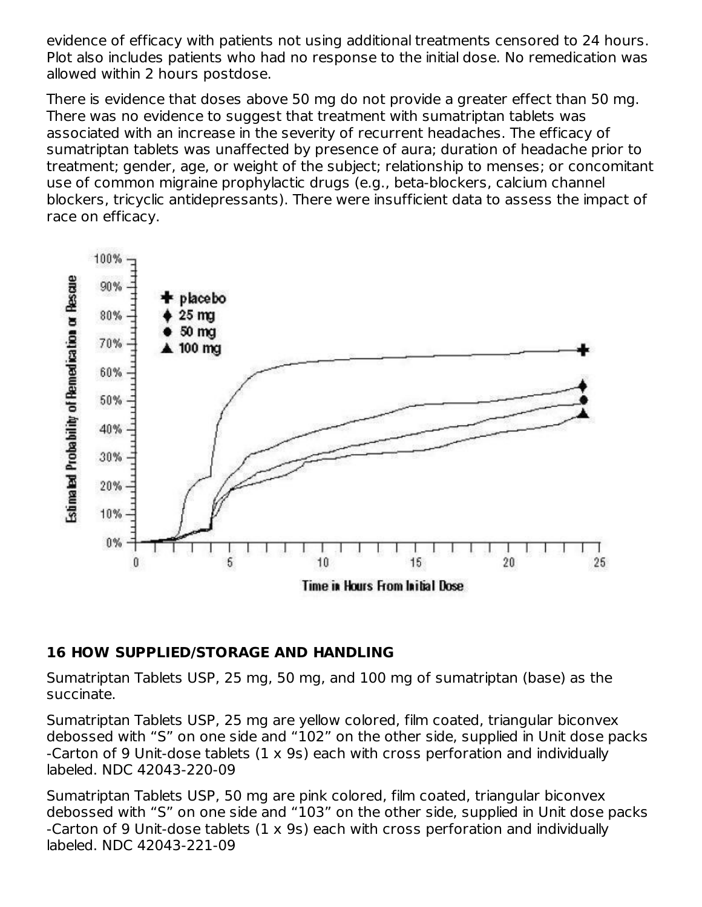evidence of efficacy with patients not using additional treatments censored to 24 hours. Plot also includes patients who had no response to the initial dose. No remedication was allowed within 2 hours postdose.

There is evidence that doses above 50 mg do not provide a greater effect than 50 mg. There was no evidence to suggest that treatment with sumatriptan tablets was associated with an increase in the severity of recurrent headaches. The efficacy of sumatriptan tablets was unaffected by presence of aura; duration of headache prior to treatment; gender, age, or weight of the subject; relationship to menses; or concomitant use of common migraine prophylactic drugs (e.g., beta-blockers, calcium channel blockers, tricyclic antidepressants). There were insufficient data to assess the impact of race on efficacy.

## 16 HOW SUPPLIED/STORAGE AND HANDLING

Sumatriptan Tablets USP, 25 mg, 50 mg, and 100 mg of sumatriptan (base) as the succinate.

Sumatriptan Tablets USP, 25 mg are yellow colored, film coated, triangular biconvex debossed with “S” on one side and “102” on the other side, supplied in Unit dose packs -Carton of 9 Unit-dose tablets (1 x 9s) each with cross perforation and individually labeled. NDC 42043-220-09

Sumatriptan Tablets USP, 50 mg are pink colored, film coated, triangular biconvex debossed with “S” on one side and “103” on the other side, supplied in Unit dose packs -Carton of 9 Unit-dose tablets (1 x 9s) each with cross perforation and individually labeled. NDC 42043-221-09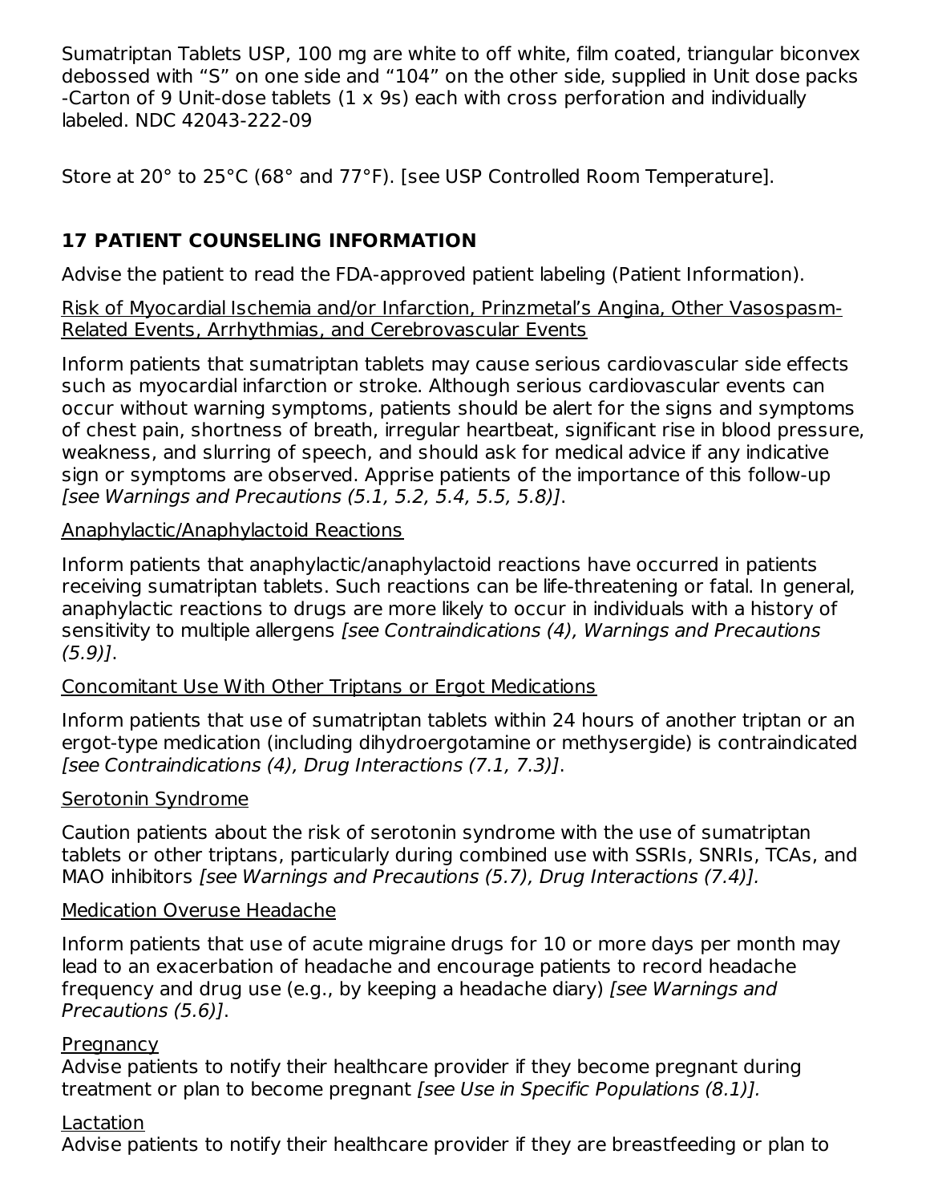Sumatriptan Tablets USP, 100 mg are white to off white, film coated, triangular biconvex debossed with “S” on one side and “104” on the other side, supplied in Unit dose packs -Carton of 9 Unit-dose tablets (1 x 9s) each with cross perforation and individually labeled. NDC 42043-222-09

Store at 20° to 25°C (68° and 77°F). [see USP Controlled Room Temperature].

## 17 PATIENT COUNSELING INFORMATION

Advise the patient to read the FDA-approved patient labeling (Patient Information).

Risk of Myocardial Ischemia and/or Infarction, Prinzmetal’s Angina, Other Vasospasm-Related Events, Arrhythmias, and Cerebrovascular Events

Inform patients that sumatriptan tablets may cause serious cardiovascular side effects such as myocardial infarction or stroke. Although serious cardiovascular events can occur without warning symptoms, patients should be alert for the signs and symptoms of chest pain, shortness of breath, irregular heartbeat, significant rise in blood pressure, weakness, and slurring of speech, and should ask for medical advice if any indicative sign or symptoms are observed. Apprise patients of the importance of this follow-up *[see Warnings and Precautions (5.1, 5.2, 5.4, 5.5, 5.8)]*.

Anaphylactic/Anaphylactoid Reactions

Inform patients that anaphylactic/anaphylactoid reactions have occurred in patients receiving sumatriptan tablets. Such reactions can be life-threatening or fatal. In general, anaphylactic reactions to drugs are more likely to occur in individuals with a history of sensitivity to multiple allergens *[see Contraindications (4), Warnings and Precautions (5.9)]*.

Concomitant Use With Other Triptans or Ergot Medications

Inform patients that use of sumatriptan tablets within 24 hours of another triptan or an ergot-type medication (including dihydroergotamine or methysergide) is contraindicated *[see Contraindications (4), Drug Interactions (7.1, 7.3)]*.

Serotonin Syndrome

Caution patients about the risk of serotonin syndrome with the use of sumatriptan tablets or other triptans, particularly during combined use with SSRIs, SNRIs, TCAs, and MAO inhibitors *[see Warnings and Precautions (5.7), Drug Interactions (7.4)].*

Medication Overuse Headache

Inform patients that use of acute migraine drugs for 10 or more days per month may lead to an exacerbation of headache and encourage patients to record headache frequency and drug use (e.g., by keeping a headache diary) *[see Warnings and Precautions (5.6)]*.

Pregnancy

Advise patients to notify their healthcare provider if they become pregnant during treatment or plan to become pregnant *[see Use in Specific Populations (8.1)].*

Lactation

Advise patients to notify their healthcare provider if they are breastfeeding or plan to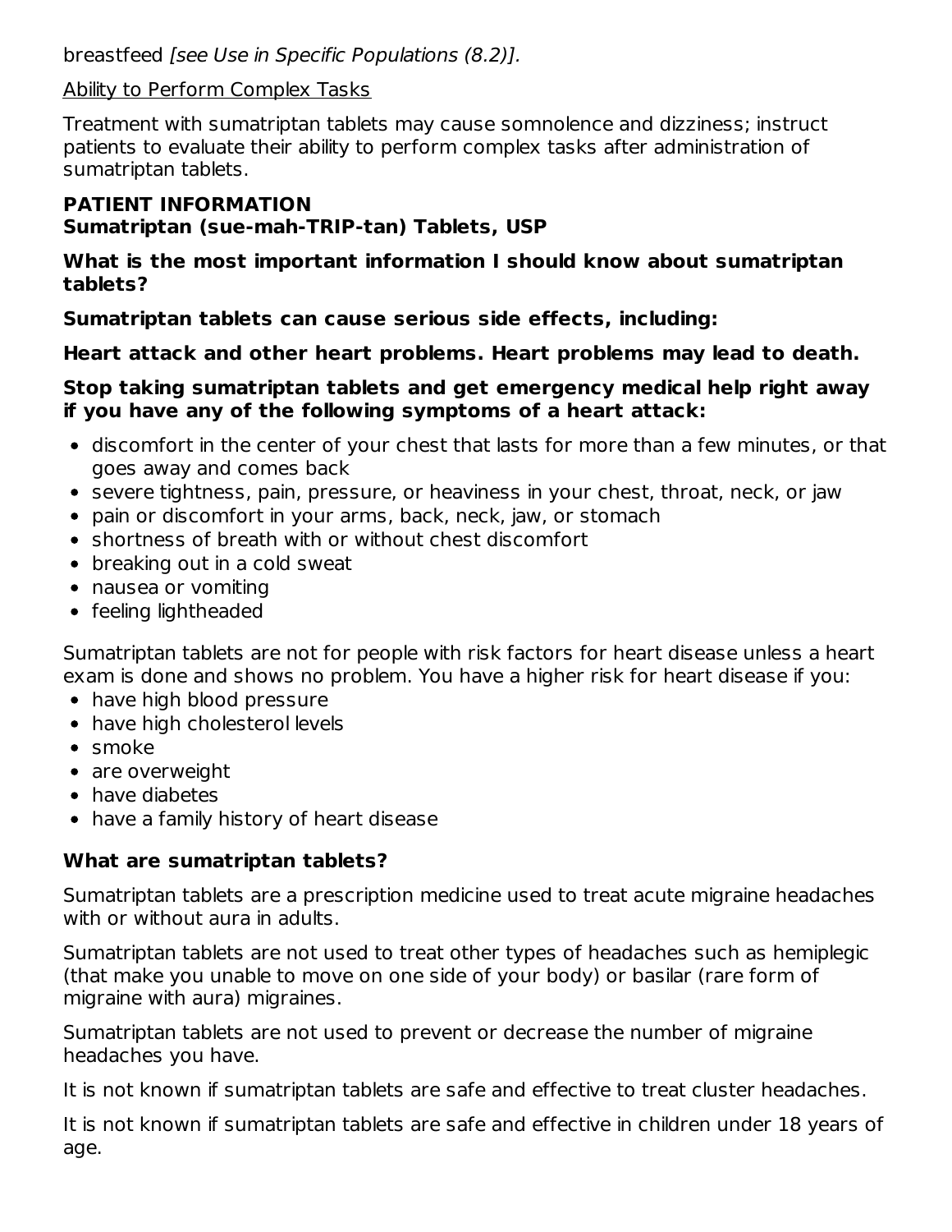breastfeed *[see Use in Specific Populations (8.2)]*.

Ability to Perform Complex Tasks

Treatment with sumatriptan tablets may cause somnolence and dizziness; instruct patients to evaluate their ability to perform complex tasks after administration of sumatriptan tablets.

**PATIENT INFORMATION**
**Sumatriptan (sue-mah-TRIP-tan) Tablets, USP**

**What is the most important information I should know about sumatriptan tablets?**

**Sumatriptan tablets can cause serious side effects, including:**

**Heart attack and other heart problems. Heart problems may lead to death.**

**Stop taking sumatriptan tablets and get emergency medical help right away if you have any of the following symptoms of a heart attack:**

- discomfort in the center of your chest that lasts for more than a few minutes, or that goes away and comes back
- severe tightness, pain, pressure, or heaviness in your chest, throat, neck, or jaw
- pain or discomfort in your arms, back, neck, jaw, or stomach
- shortness of breath with or without chest discomfort
- breaking out in a cold sweat
- nausea or vomiting
- feeling lightheaded

Sumatriptan tablets are not for people with risk factors for heart disease unless a heart exam is done and shows no problem. You have a higher risk for heart disease if you:

- have high blood pressure
- have high cholesterol levels
- smoke
- are overweight
- have diabetes
- have a family history of heart disease

**What are sumatriptan tablets?**

Sumatriptan tablets are a prescription medicine used to treat acute migraine headaches with or without aura in adults.

Sumatriptan tablets are not used to treat other types of headaches such as hemiplegic (that make you unable to move on one side of your body) or basilar (rare form of migraine with aura) migraines.

Sumatriptan tablets are not used to prevent or decrease the number of migraine headaches you have.

It is not known if sumatriptan tablets are safe and effective to treat cluster headaches.

It is not known if sumatriptan tablets are safe and effective in children under 18 years of age.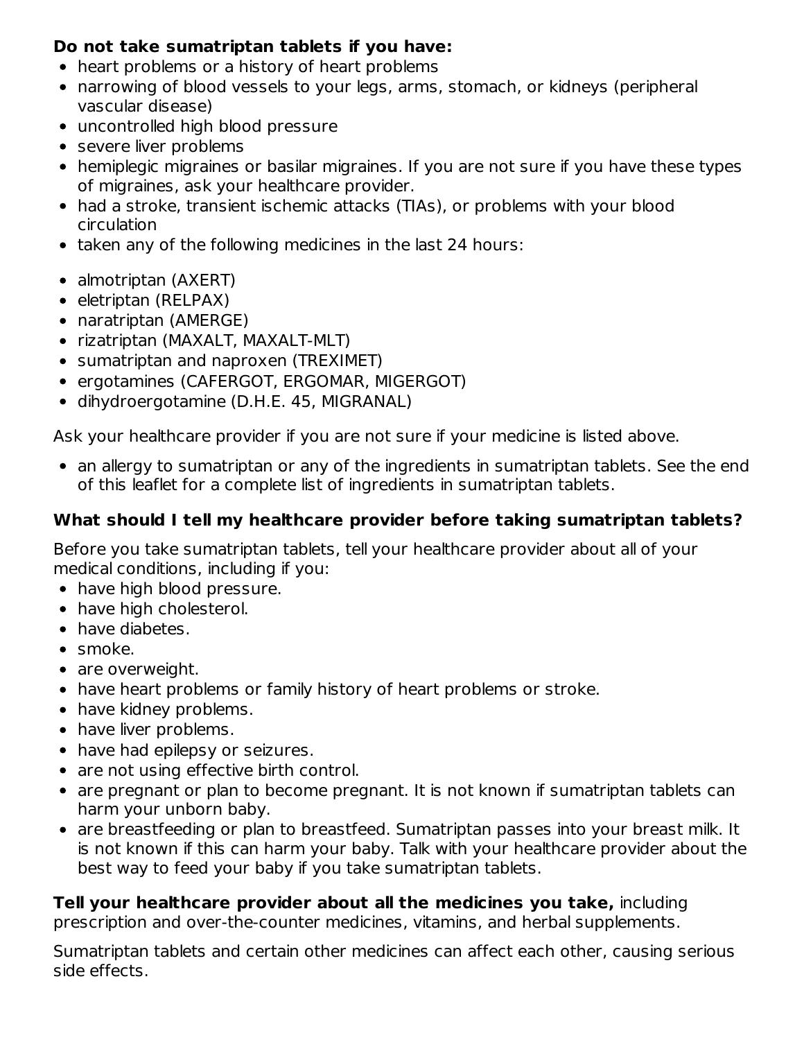**Do not take sumatriptan tablets if you have:**

- heart problems or a history of heart problems
- narrowing of blood vessels to your legs, arms, stomach, or kidneys (peripheral vascular disease)
- uncontrolled high blood pressure
- severe liver problems
- hemiplegic migraines or basilar migraines. If you are not sure if you have these types of migraines, ask your healthcare provider.
- had a stroke, transient ischemic attacks (TIAs), or problems with your blood circulation
- taken any of the following medicines in the last 24 hours:

- almotriptan (AXERT)
- eletriptan (RELPAX)
- naratriptan (AMERGE)
- rizatriptan (MAXALT, MAXALT-MLT)
- sumatriptan and naproxen (TREXIMET)
- ergotamines (CAFERGOT, ERGOMAR, MIGERGOT)
- dihydroergotamine (D.H.E. 45, MIGRANAL)

Ask your healthcare provider if you are not sure if your medicine is listed above.

- an allergy to sumatriptan or any of the ingredients in sumatriptan tablets. See the end of this leaflet for a complete list of ingredients in sumatriptan tablets.

**What should I tell my healthcare provider before taking sumatriptan tablets?**

Before you take sumatriptan tablets, tell your healthcare provider about all of your medical conditions, including if you:

- have high blood pressure.
- have high cholesterol.
- have diabetes.
- smoke.
- are overweight.
- have heart problems or family history of heart problems or stroke.
- have kidney problems.
- have liver problems.
- have had epilepsy or seizures.
- are not using effective birth control.
- are pregnant or plan to become pregnant. It is not known if sumatriptan tablets can harm your unborn baby.
- are breastfeeding or plan to breastfeed. Sumatriptan passes into your breast milk. It is not known if this can harm your baby. Talk with your healthcare provider about the best way to feed your baby if you take sumatriptan tablets.

**Tell your healthcare provider about all the medicines you take,** including prescription and over-the-counter medicines, vitamins, and herbal supplements.

Sumatriptan tablets and certain other medicines can affect each other, causing serious side effects.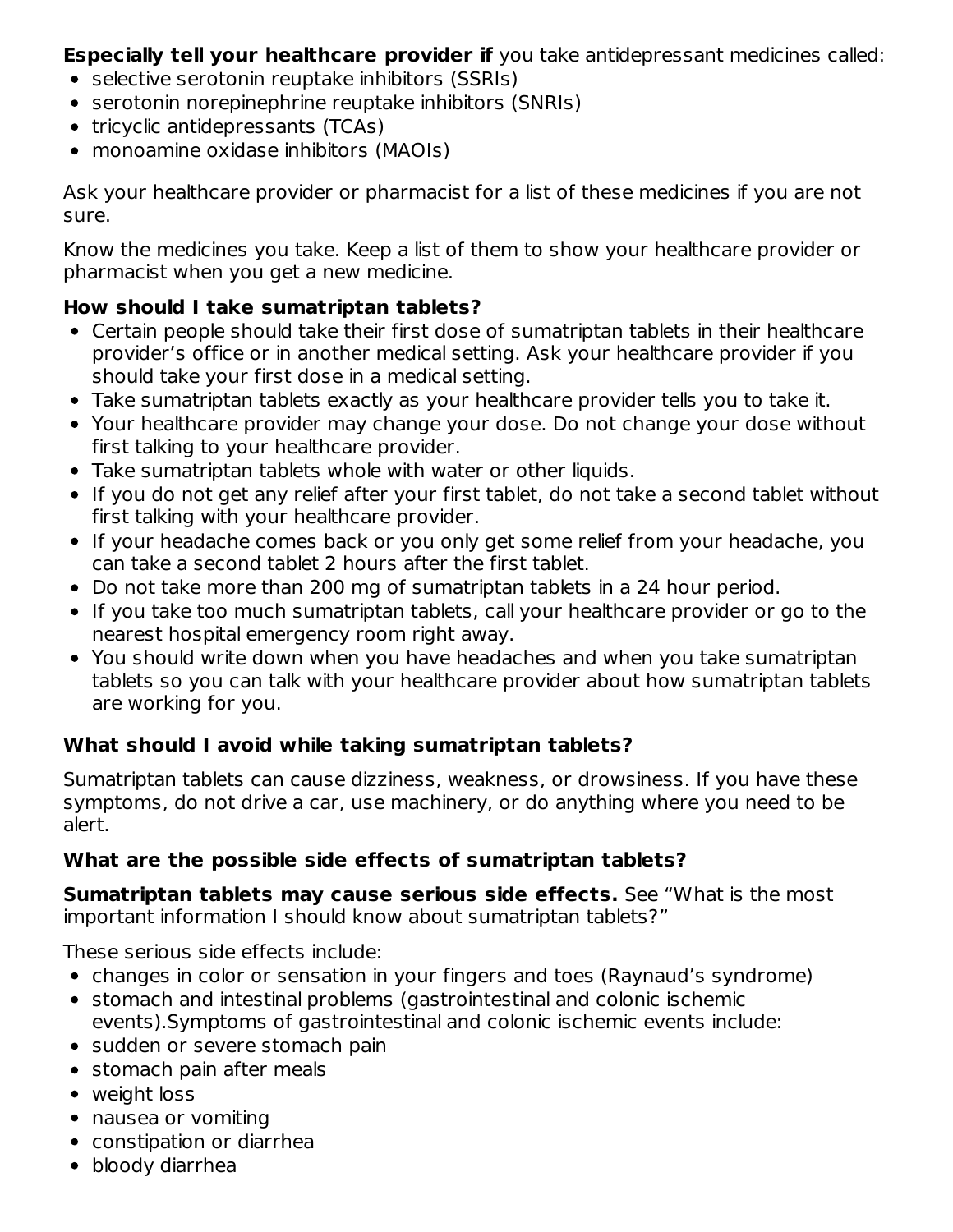**Especially tell your healthcare provider if** you take antidepressant medicines called:

- selective serotonin reuptake inhibitors (SSRIs)
- serotonin norepinephrine reuptake inhibitors (SNRIs)
- tricyclic antidepressants (TCAs)
- monoamine oxidase inhibitors (MAOIs)

Ask your healthcare provider or pharmacist for a list of these medicines if you are not sure.

Know the medicines you take. Keep a list of them to show your healthcare provider or pharmacist when you get a new medicine.

### How should I take sumatriptan tablets?

- Certain people should take their first dose of sumatriptan tablets in their healthcare provider's office or in another medical setting. Ask your healthcare provider if you should take your first dose in a medical setting.
- Take sumatriptan tablets exactly as your healthcare provider tells you to take it.
- Your healthcare provider may change your dose. Do not change your dose without first talking to your healthcare provider.
- Take sumatriptan tablets whole with water or other liquids.
- If you do not get any relief after your first tablet, do not take a second tablet without first talking with your healthcare provider.
- If your headache comes back or you only get some relief from your headache, you can take a second tablet 2 hours after the first tablet.
- Do not take more than 200 mg of sumatriptan tablets in a 24 hour period.
- If you take too much sumatriptan tablets, call your healthcare provider or go to the nearest hospital emergency room right away.
- You should write down when you have headaches and when you take sumatriptan tablets so you can talk with your healthcare provider about how sumatriptan tablets are working for you.

### What should I avoid while taking sumatriptan tablets?

Sumatriptan tablets can cause dizziness, weakness, or drowsiness. If you have these symptoms, do not drive a car, use machinery, or do anything where you need to be alert.

### What are the possible side effects of sumatriptan tablets?

**Sumatriptan tablets may cause serious side effects.** See "What is the most important information I should know about sumatriptan tablets?"

These serious side effects include:

- changes in color or sensation in your fingers and toes (Raynaud's syndrome)
- stomach and intestinal problems (gastrointestinal and colonic ischemic events).Symptoms of gastrointestinal and colonic ischemic events include:
- sudden or severe stomach pain
- stomach pain after meals
- weight loss
- nausea or vomiting
- constipation or diarrhea
- bloody diarrhea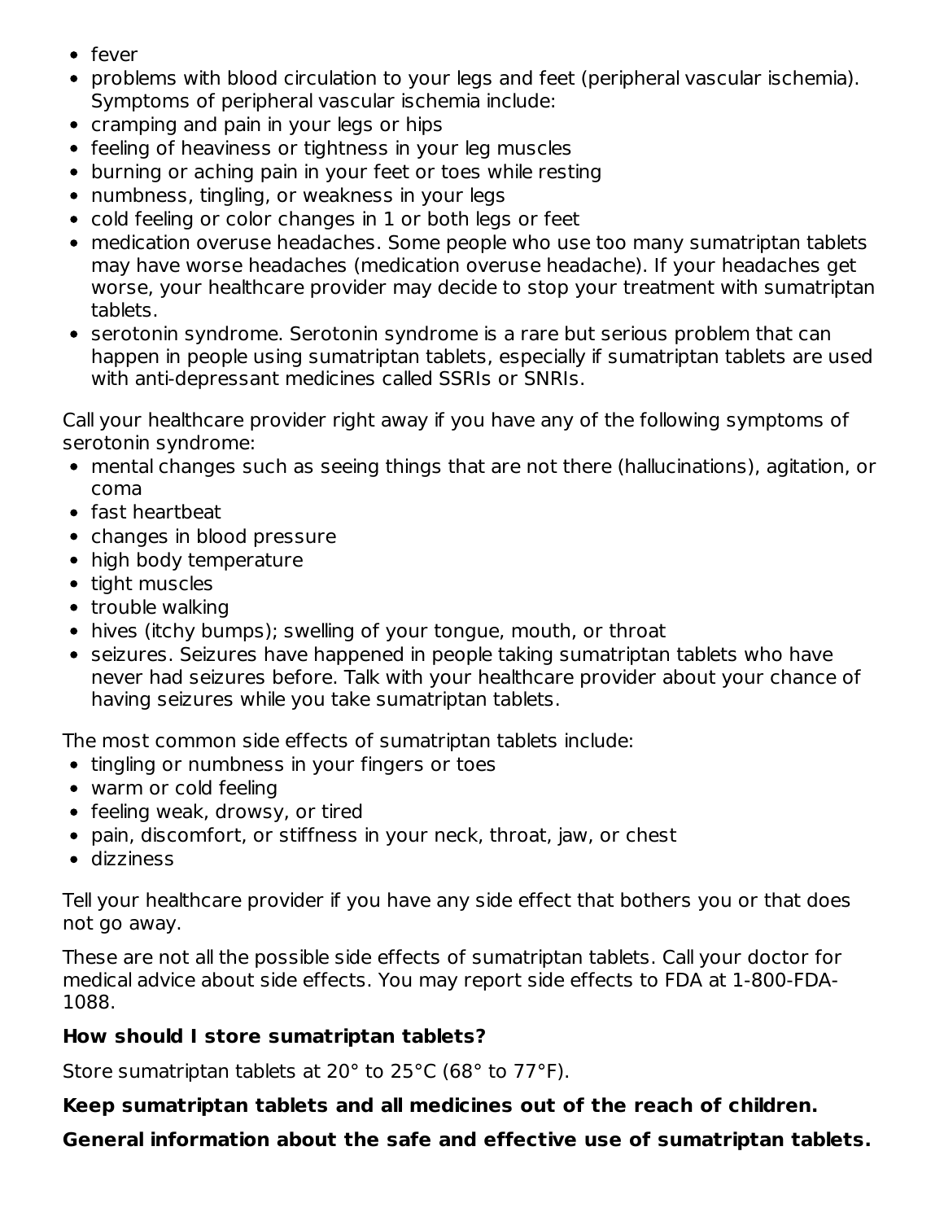- fever
- problems with blood circulation to your legs and feet (peripheral vascular ischemia). Symptoms of peripheral vascular ischemia include:
- cramping and pain in your legs or hips
- feeling of heaviness or tightness in your leg muscles
- burning or aching pain in your feet or toes while resting
- numbness, tingling, or weakness in your legs
- cold feeling or color changes in 1 or both legs or feet
- medication overuse headaches. Some people who use too many sumatriptan tablets may have worse headaches (medication overuse headache). If your headaches get worse, your healthcare provider may decide to stop your treatment with sumatriptan tablets.
- serotonin syndrome. Serotonin syndrome is a rare but serious problem that can happen in people using sumatriptan tablets, especially if sumatriptan tablets are used with anti-depressant medicines called SSRIs or SNRIs.

Call your healthcare provider right away if you have any of the following symptoms of serotonin syndrome:

- mental changes such as seeing things that are not there (hallucinations), agitation, or coma
- fast heartbeat
- changes in blood pressure
- high body temperature
- tight muscles
- trouble walking
- hives (itchy bumps); swelling of your tongue, mouth, or throat
- seizures. Seizures have happened in people taking sumatriptan tablets who have never had seizures before. Talk with your healthcare provider about your chance of having seizures while you take sumatriptan tablets.

The most common side effects of sumatriptan tablets include:

- tingling or numbness in your fingers or toes
- warm or cold feeling
- feeling weak, drowsy, or tired
- pain, discomfort, or stiffness in your neck, throat, jaw, or chest
- dizziness

Tell your healthcare provider if you have any side effect that bothers you or that does not go away.

These are not all the possible side effects of sumatriptan tablets. Call your doctor for medical advice about side effects. You may report side effects to FDA at 1-800-FDA-1088.

**How should I store sumatriptan tablets?**

Store sumatriptan tablets at 20° to 25°C (68° to 77°F).

**Keep sumatriptan tablets and all medicines out of the reach of children.**

**General information about the safe and effective use of sumatriptan tablets.**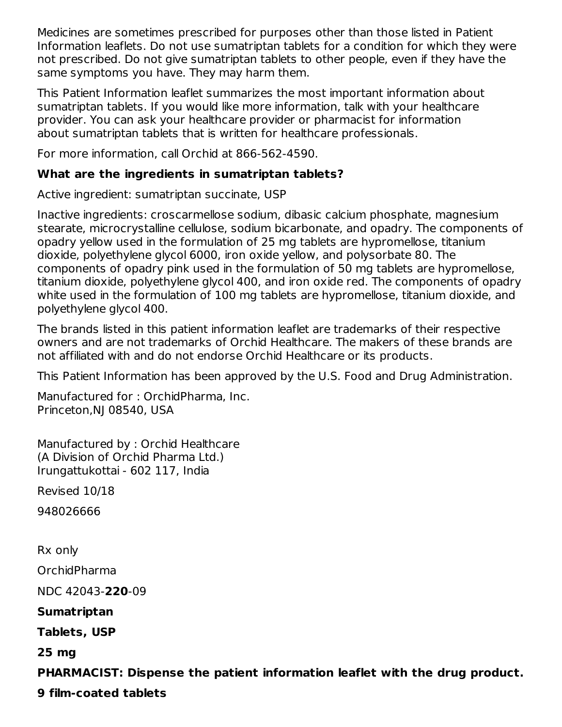Medicines are sometimes prescribed for purposes other than those listed in Patient Information leaflets. Do not use sumatriptan tablets for a condition for which they were not prescribed. Do not give sumatriptan tablets to other people, even if they have the same symptoms you have. They may harm them.

This Patient Information leaflet summarizes the most important information about sumatriptan tablets. If you would like more information, talk with your healthcare provider. You can ask your healthcare provider or pharmacist for information about sumatriptan tablets that is written for healthcare professionals.

For more information, call Orchid at 866-562-4590.

**What are the ingredients in sumatriptan tablets?**

Active ingredient: sumatriptan succinate, USP

Inactive ingredients: croscarmellose sodium, dibasic calcium phosphate, magnesium stearate, microcrystalline cellulose, sodium bicarbonate, and opadry. The components of opadry yellow used in the formulation of 25 mg tablets are hypromellose, titanium dioxide, polyethylene glycol 6000, iron oxide yellow, and polysorbate 80. The components of opadry pink used in the formulation of 50 mg tablets are hypromellose, titanium dioxide, polyethylene glycol 400, and iron oxide red. The components of opadry white used in the formulation of 100 mg tablets are hypromellose, titanium dioxide, and polyethylene glycol 400.

The brands listed in this patient information leaflet are trademarks of their respective owners and are not trademarks of Orchid Healthcare. The makers of these brands are not affiliated with and do not endorse Orchid Healthcare or its products.

This Patient Information has been approved by the U.S. Food and Drug Administration.

Manufactured for : OrchidPharma, Inc.
Princeton,NJ 08540, USA

Manufactured by : Orchid Healthcare
(A Division of Orchid Pharma Ltd.)
Irungattukottai - 602 117, India

Revised 10/18

948026666

Rx only

OrchidPharma

NDC 42043-**220**-09

**Sumatriptan**

**Tablets, USP**

**25 mg**

**PHARMACIST: Dispense the patient information leaflet with the drug product.**

**9 film-coated tablets**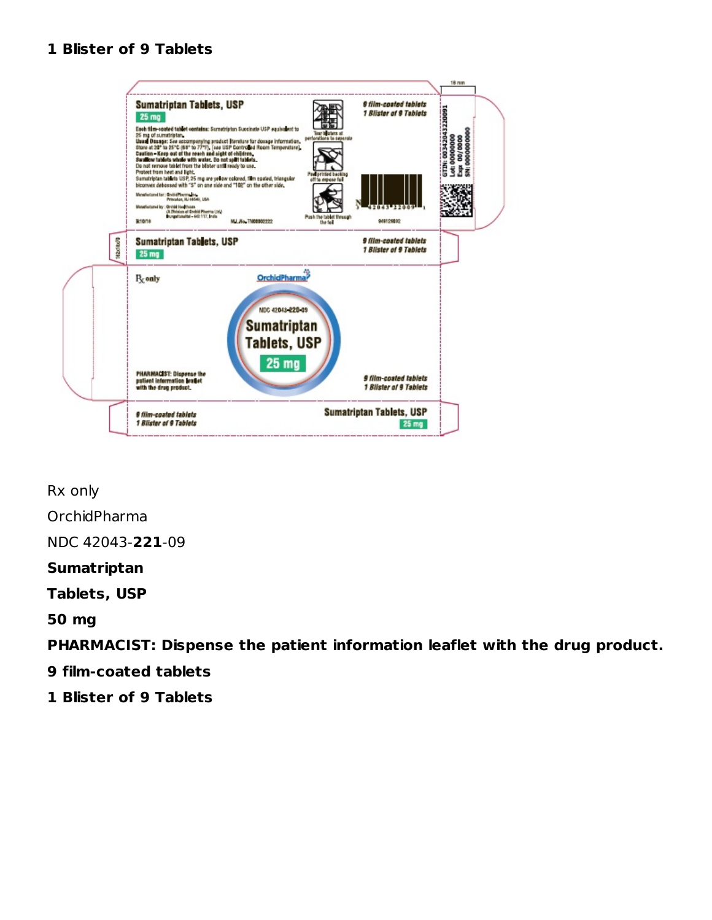**1 Blister of 9 Tablets**

Rx only

OrchidPharma

NDC 42043-**221**-09

**Sumatriptan**

**Tablets, USP**

**50 mg**

**PHARMACIST: Dispense the patient information leaflet with the drug product.**

**9 film-coated tablets**

**1 Blister of 9 Tablets**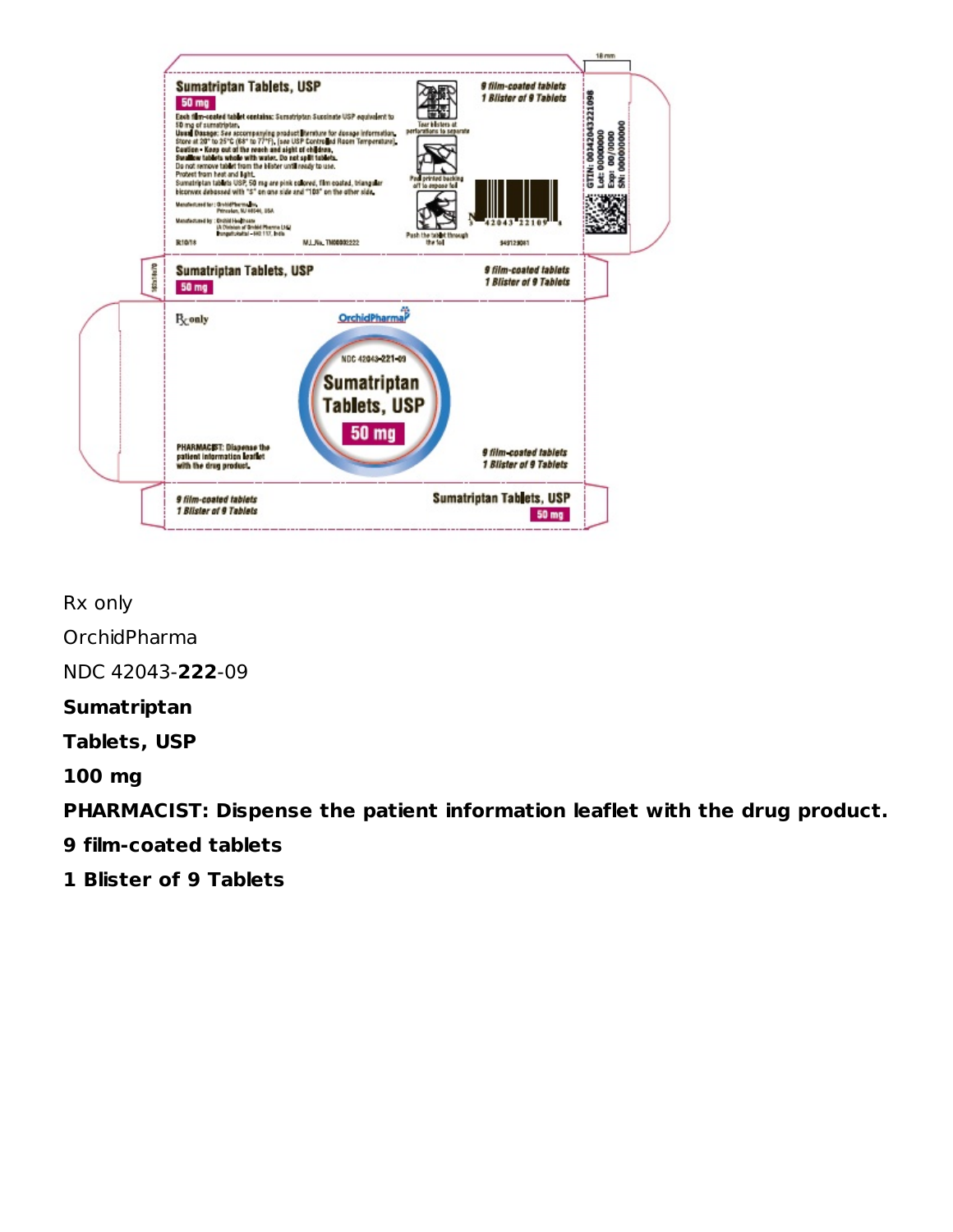Rx only

OrchidPharma

NDC 42043-**222**-09

**Sumatriptan**

**Tablets, USP**

**100 mg**

**PHARMACIST: Dispense the patient information leaflet with the drug product.**

**9 film-coated tablets**

**1 Blister of 9 Tablets**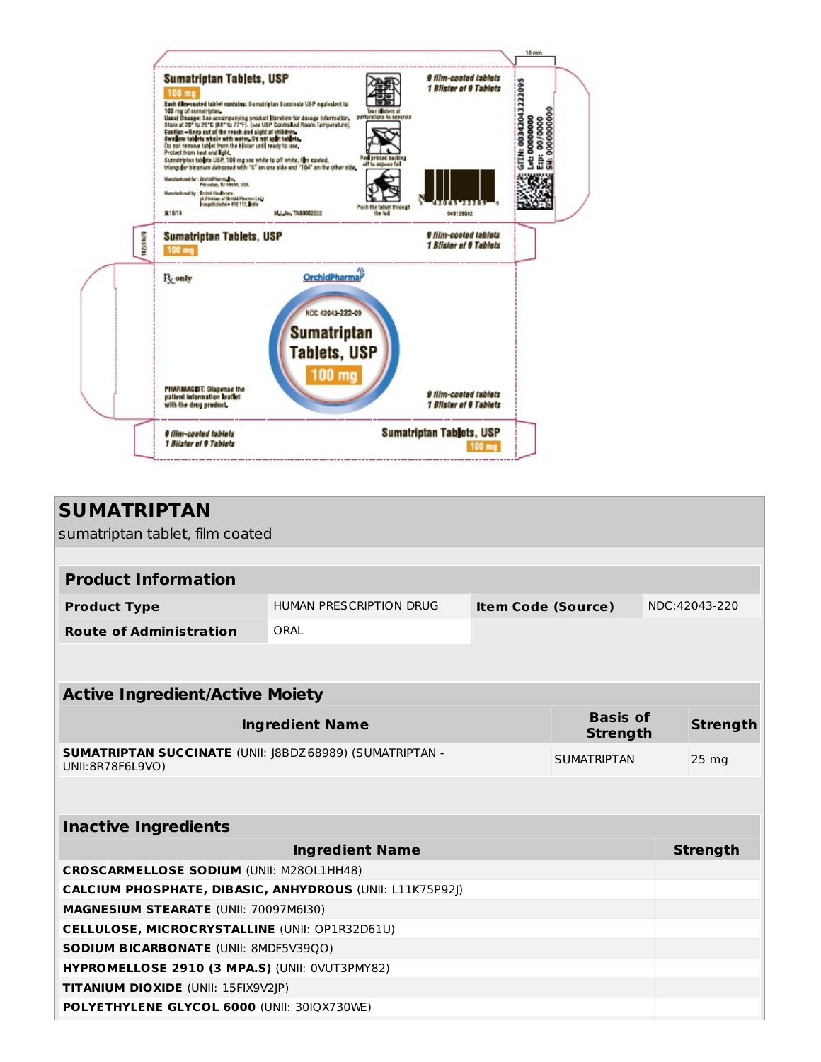Sumatriptan Tablets, USP

100 mg

Each film-coated tablet contains: Sumatriptan Succinate USP equivalent to 100 mg of sumatriptan.

Usual Dosage: See accompanying product literature for dosage information.

Store at 20° to 25°C (68° to 77°F). [see USP Controlled Room Temperature].

Caution – Keep out of the reach and sight of children.

Swallow tablets whole with water. Do not split tablets.

Do not remove tablet from the blister until ready to use.

Protect from heat and light.

Sumatriptan tablets USP, 100 mg are white to off white, film coated, triangular biconvex debossed with "S" on one side and "104" on the other side.

Tear blisters at perforations to separate

Peel printed backing off to expose foil

Push the tablet through the foil

9 film-coated tablets
1 Blister of 9 Tablets

Rx only

OrchidPharma

NDC 42043-222-09

Sumatriptan Tablets, USP

100 mg

PHARMACIST: Dispense the patient information leaflet with the drug product.

GTIN: 00342043222095
Lot: 00000000
Exp: 00/0000
SN: 0000000000

# SUMATRIPTAN

sumatriptan tablet, film coated

## Product Information

| Product Type | HUMAN PRESCRIPTION DRUG | Item Code (Source) | NDC:42043-220 |
|---|---|---|---|
| Route of Administration | ORAL | | |

## Active Ingredient/Active Moiety

| Ingredient Name | Basis of Strength | Strength |
|---|---|---|
| **SUMATRIPTAN SUCCINATE** (UNII: J8BDZ68989) (SUMATRIPTAN - UNII:8R78F6L9VO) | SUMATRIPTAN | 25 mg |

## Inactive Ingredients

| Ingredient Name | Strength |
|---|---|
| **CROSCARMELLOSE SODIUM** (UNII: M28OL1HH48) | |
| **CALCIUM PHOSPHATE, DIBASIC, ANHYDROUS** (UNII: L11K75P92J) | |
| **MAGNESIUM STEARATE** (UNII: 70097M6I30) | |
| **CELLULOSE, MICROCRYSTALLINE** (UNII: OP1R32D61U) | |
| **SODIUM BICARBONATE** (UNII: 8MDF5V39QO) | |
| **HYPROMELLOSE 2910 (3 MPA.S)** (UNII: 0VUT3PMY82) | |
| **TITANIUM DIOXIDE** (UNII: 15FIX9V2JP) | |
| **POLYETHYLENE GLYCOL 6000** (UNII: 30IQX730WE) | |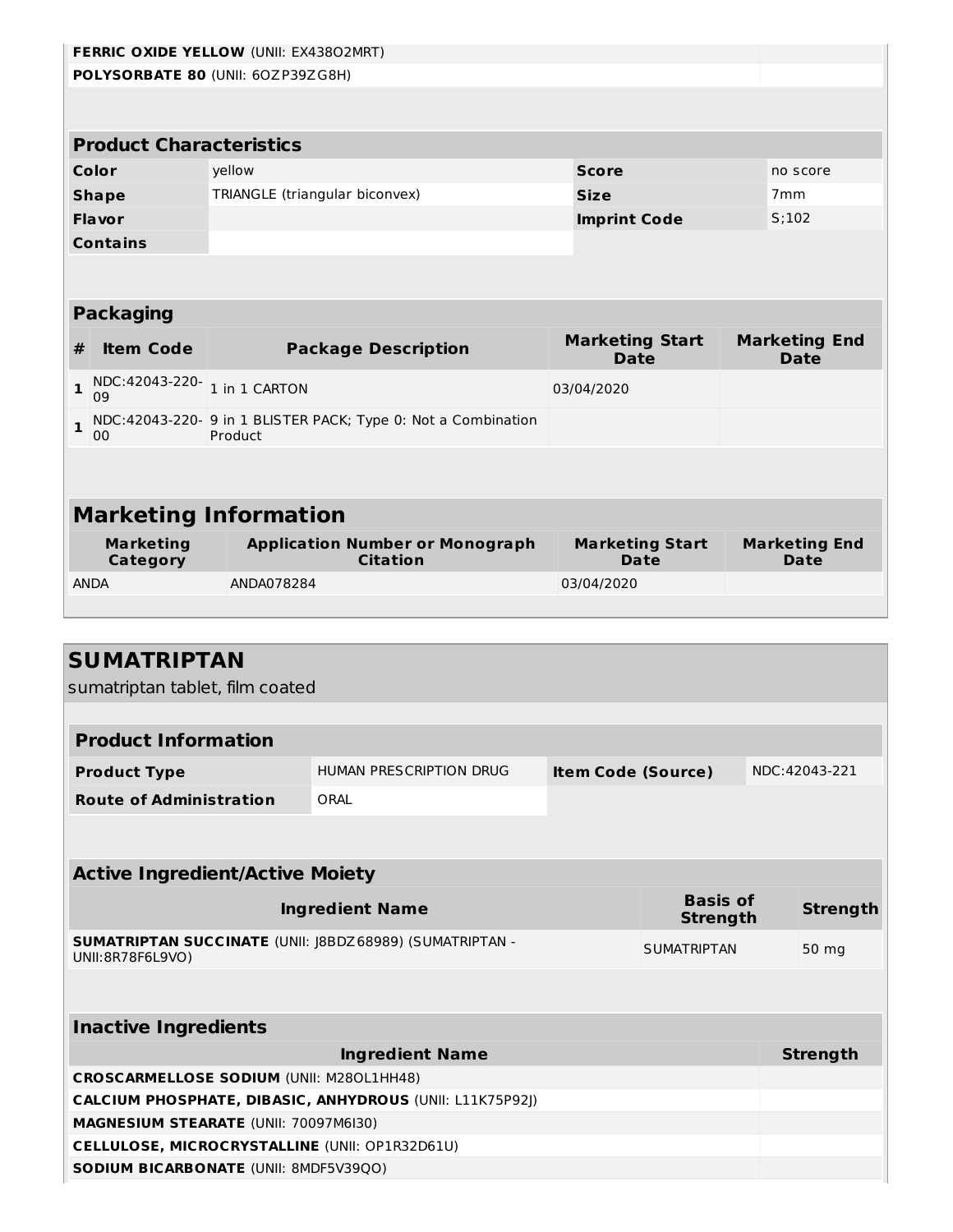| | |
|---|---|
| **FERRIC OXIDE YELLOW** (UNII: EX438O2MRT) | |
| **POLYSORBATE 80** (UNII: 6OZP39ZG8H) | |

### Product Characteristics

| | | | |
|---|---|---|---|
| **Color** | yellow | **Score** | no score |
| **Shape** | TRIANGLE (triangular biconvex) | **Size** | 7mm |
| **Flavor** | | **Imprint Code** | S;102 |
| **Contains** | | | |

### Packaging

| # | Item Code | Package Description | Marketing Start Date | Marketing End Date |
|---|---|---|---|---|
| 1 | NDC:42043-220-09 | 1 in 1 CARTON | 03/04/2020 | |
| 1 | NDC:42043-220-00 | 9 in 1 BLISTER PACK; Type 0: Not a Combination Product | | |

## Marketing Information

| Marketing Category | Application Number or Monograph Citation | Marketing Start Date | Marketing End Date |
|---|---|---|---|
| ANDA | ANDA078284 | 03/04/2020 | |

# SUMATRIPTAN

sumatriptan tablet, film coated

### Product Information

| | | | |
|---|---|---|---|
| **Product Type** | HUMAN PRESCRIPTION DRUG | **Item Code (Source)** | NDC:42043-221 |
| **Route of Administration** | ORAL | | |

### Active Ingredient/Active Moiety

| Ingredient Name | Basis of Strength | Strength |
|---|---|---|
| **SUMATRIPTAN SUCCINATE** (UNII: J8BDZ68989) (SUMATRIPTAN - UNII:8R78F6L9VO) | SUMATRIPTAN | 50 mg |

### Inactive Ingredients

| Ingredient Name | Strength |
|---|---|
| **CROSCARMELLOSE SODIUM** (UNII: M28OL1HH48) | |
| **CALCIUM PHOSPHATE, DIBASIC, ANHYDROUS** (UNII: L11K75P92J) | |
| **MAGNESIUM STEARATE** (UNII: 70097M6I30) | |
| **CELLULOSE, MICROCRYSTALLINE** (UNII: OP1R32D61U) | |
| **SODIUM BICARBONATE** (UNII: 8MDF5V39QO) | |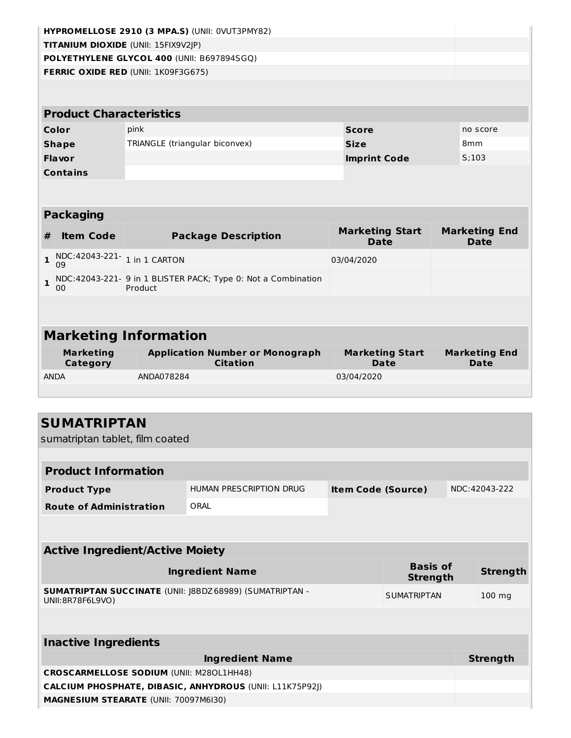| | |
|---|---|
| **HYPROMELLOSE 2910 (3 MPA.S)** (UNII: 0VUT3PMY82) | |
| **TITANIUM DIOXIDE** (UNII: 15FIX9V2JP) | |
| **POLYETHYLENE GLYCOL 400** (UNII: B697894SGQ) | |
| **FERRIC OXIDE RED** (UNII: 1K09F3G675) | |

| Product Characteristics | | | |
|---|---|---|---|
| **Color** | pink | **Score** | no score |
| **Shape** | TRIANGLE (triangular biconvex) | **Size** | 8mm |
| **Flavor** | | **Imprint Code** | S;103 |
| **Contains** | | | |

| Packaging | | | | |
|---|---|---|---|---|
| **#** | **Item Code** | **Package Description** | **Marketing Start Date** | **Marketing End Date** |
| **1** | NDC:42043-221-09 | 1 in 1 CARTON | 03/04/2020 | |
| **1** | NDC:42043-221-00 | 9 in 1 BLISTER PACK; Type 0: Not a Combination Product | | |

## Marketing Information

| Marketing Category | Application Number or Monograph Citation | Marketing Start Date | Marketing End Date |
|---|---|---|---|
| ANDA | ANDA078284 | 03/04/2020 | |

## SUMATRIPTAN

sumatriptan tablet, film coated

| Product Information | | | |
|---|---|---|---|
| **Product Type** | HUMAN PRESCRIPTION DRUG | **Item Code (Source)** | NDC:42043-222 |
| **Route of Administration** | ORAL | | |

| Active Ingredient/Active Moiety | | |
|---|---|---|
| **Ingredient Name** | **Basis of Strength** | **Strength** |
| **SUMATRIPTAN SUCCINATE** (UNII: J8BDZ68989) (SUMATRIPTAN - UNII:8R78F6L9VO) | SUMATRIPTAN | 100 mg |

| Inactive Ingredients | |
|---|---|
| **Ingredient Name** | **Strength** |
| **CROSCARMELLOSE SODIUM** (UNII: M28OL1HH48) | |
| **CALCIUM PHOSPHATE, DIBASIC, ANHYDROUS** (UNII: L11K75P92J) | |
| **MAGNESIUM STEARATE** (UNII: 70097M6I30) | |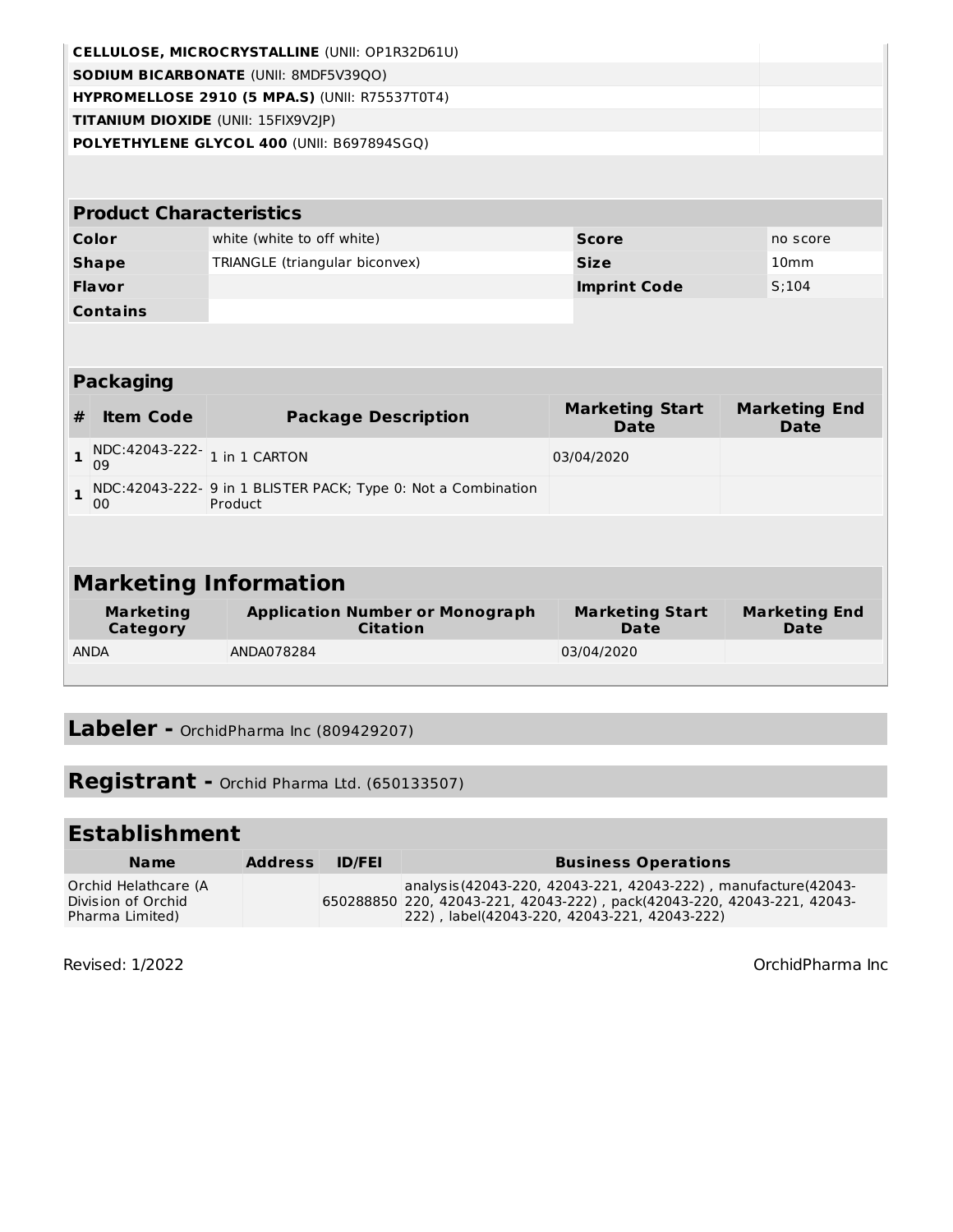| | |
|---|---|
| **CELLULOSE, MICROCRYSTALLINE** (UNII: OP1R32D61U) | |
| **SODIUM BICARBONATE** (UNII: 8MDF5V39QO) | |
| **HYPROMELLOSE 2910 (5 MPA.S)** (UNII: R75537T0T4) | |
| **TITANIUM DIOXIDE** (UNII: 15FIX9V2JP) | |
| **POLYETHYLENE GLYCOL 400** (UNII: B697894SGQ) | |

| Product Characteristics | | | |
|---|---|---|---|
| **Color** | white (white to off white) | **Score** | no score |
| **Shape** | TRIANGLE (triangular biconvex) | **Size** | 10mm |
| **Flavor** | | **Imprint Code** | S;104 |
| **Contains** | | | |

| Packaging | | | | |
|---|---|---|---|---|
| **#** | **Item Code** | **Package Description** | **Marketing Start Date** | **Marketing End Date** |
| 1 | NDC:42043-222-09 | 1 in 1 CARTON | 03/04/2020 | |
| 1 | NDC:42043-222-00 | 9 in 1 BLISTER PACK; Type 0: Not a Combination Product | | |

| Marketing Information | | | |
|---|---|---|---|
| **Marketing Category** | **Application Number or Monograph Citation** | **Marketing Start Date** | **Marketing End Date** |
| ANDA | ANDA078284 | 03/04/2020 | |

## Labeler - OrchidPharma Inc (809429207)

## Registrant - Orchid Pharma Ltd. (650133507)

## Establishment

| Name | Address | ID/FEI | Business Operations |
|---|---|---|---|
| Orchid Helathcare (A Division of Orchid Pharma Limited) | | 650288850 | analysis(42043-220, 42043-221, 42043-222) , manufacture(42043-220, 42043-221, 42043-222) , pack(42043-220, 42043-221, 42043-222) , label(42043-220, 42043-221, 42043-222) |

Revised: 1/2022

OrchidPharma Inc